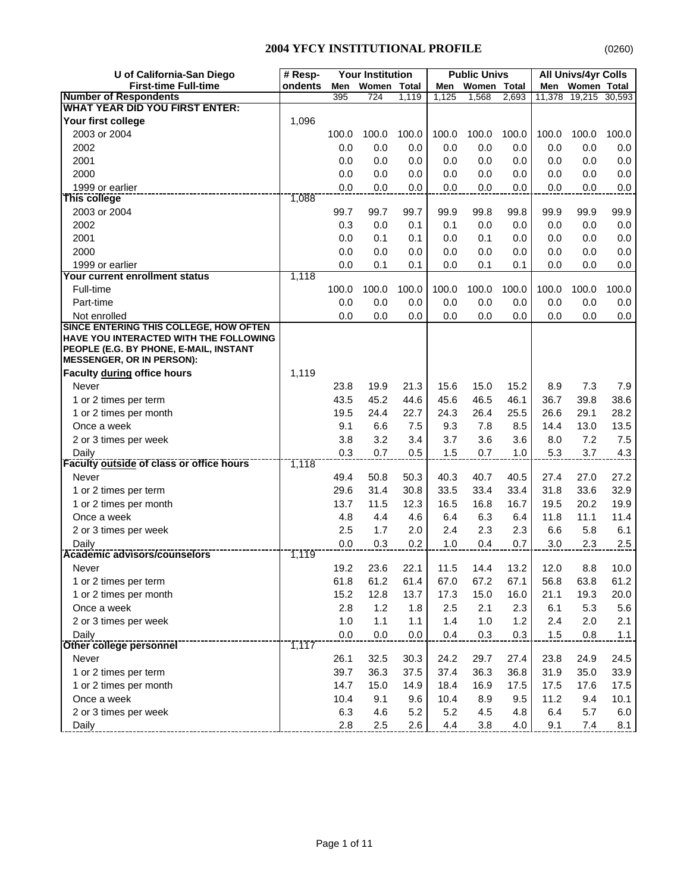# 2004 YFCY INSTITUTIONAL PROFILE

(0260)

| U of California-San Diego First-time Full-time | # Resp-ondents | Your Institution | | | Public Univs | | | All Univs/4yr Colls | | |
|---|---|---|---|---|---|---|---|---|---|---|
| | | Men | Women | Total | Men | Women | Total | Men | Women | Total |
| **Number of Respondents** | | 395 | 724 | 1,119 | 1,125 | 1,568 | 2,693 | 11,378 | 19,215 | 30,593 |
| **WHAT YEAR DID YOU FIRST ENTER:** | | | | | | | | | | |
| **Your first college** | 1,096 | | | | | | | | | |
| 2003 or 2004 | | 100.0 | 100.0 | 100.0 | 100.0 | 100.0 | 100.0 | 100.0 | 100.0 | 100.0 |
| 2002 | | 0.0 | 0.0 | 0.0 | 0.0 | 0.0 | 0.0 | 0.0 | 0.0 | 0.0 |
| 2001 | | 0.0 | 0.0 | 0.0 | 0.0 | 0.0 | 0.0 | 0.0 | 0.0 | 0.0 |
| 2000 | | 0.0 | 0.0 | 0.0 | 0.0 | 0.0 | 0.0 | 0.0 | 0.0 | 0.0 |
| 1999 or earlier | | 0.0 | 0.0 | 0.0 | 0.0 | 0.0 | 0.0 | 0.0 | 0.0 | 0.0 |
| **This college** | 1,088 | | | | | | | | | |
| 2003 or 2004 | | 99.7 | 99.7 | 99.7 | 99.9 | 99.8 | 99.8 | 99.9 | 99.9 | 99.9 |
| 2002 | | 0.3 | 0.0 | 0.1 | 0.1 | 0.0 | 0.0 | 0.0 | 0.0 | 0.0 |
| 2001 | | 0.0 | 0.1 | 0.1 | 0.0 | 0.1 | 0.0 | 0.0 | 0.0 | 0.0 |
| 2000 | | 0.0 | 0.0 | 0.0 | 0.0 | 0.0 | 0.0 | 0.0 | 0.0 | 0.0 |
| 1999 or earlier | | 0.0 | 0.1 | 0.1 | 0.0 | 0.1 | 0.1 | 0.0 | 0.0 | 0.0 |
| **Your current enrollment status** | 1,118 | | | | | | | | | |
| Full-time | | 100.0 | 100.0 | 100.0 | 100.0 | 100.0 | 100.0 | 100.0 | 100.0 | 100.0 |
| Part-time | | 0.0 | 0.0 | 0.0 | 0.0 | 0.0 | 0.0 | 0.0 | 0.0 | 0.0 |
| Not enrolled | | 0.0 | 0.0 | 0.0 | 0.0 | 0.0 | 0.0 | 0.0 | 0.0 | 0.0 |
| **SINCE ENTERING THIS COLLEGE, HOW OFTEN HAVE YOU INTERACTED WITH THE FOLLOWING PEOPLE (E.G. BY PHONE, E-MAIL, INSTANT MESSENGER, OR IN PERSON):** | | | | | | | | | | |
| **Faculty during office hours** | 1,119 | | | | | | | | | |
| Never | | 23.8 | 19.9 | 21.3 | 15.6 | 15.0 | 15.2 | 8.9 | 7.3 | 7.9 |
| 1 or 2 times per term | | 43.5 | 45.2 | 44.6 | 45.6 | 46.5 | 46.1 | 36.7 | 39.8 | 38.6 |
| 1 or 2 times per month | | 19.5 | 24.4 | 22.7 | 24.3 | 26.4 | 25.5 | 26.6 | 29.1 | 28.2 |
| Once a week | | 9.1 | 6.6 | 7.5 | 9.3 | 7.8 | 8.5 | 14.4 | 13.0 | 13.5 |
| 2 or 3 times per week | | 3.8 | 3.2 | 3.4 | 3.7 | 3.6 | 3.6 | 8.0 | 7.2 | 7.5 |
| Daily | | 0.3 | 0.7 | 0.5 | 1.5 | 0.7 | 1.0 | 5.3 | 3.7 | 4.3 |
| **Faculty outside of class or office hours** | 1,118 | | | | | | | | | |
| Never | | 49.4 | 50.8 | 50.3 | 40.3 | 40.7 | 40.5 | 27.4 | 27.0 | 27.2 |
| 1 or 2 times per term | | 29.6 | 31.4 | 30.8 | 33.5 | 33.4 | 33.4 | 31.8 | 33.6 | 32.9 |
| 1 or 2 times per month | | 13.7 | 11.5 | 12.3 | 16.5 | 16.8 | 16.7 | 19.5 | 20.2 | 19.9 |
| Once a week | | 4.8 | 4.4 | 4.6 | 6.4 | 6.3 | 6.4 | 11.8 | 11.1 | 11.4 |
| 2 or 3 times per week | | 2.5 | 1.7 | 2.0 | 2.4 | 2.3 | 2.3 | 6.6 | 5.8 | 6.1 |
| Daily | | 0.0 | 0.3 | 0.2 | 1.0 | 0.4 | 0.7 | 3.0 | 2.3 | 2.5 |
| **Academic advisors/counselors** | 1,119 | | | | | | | | | |
| Never | | 19.2 | 23.6 | 22.1 | 11.5 | 14.4 | 13.2 | 12.0 | 8.8 | 10.0 |
| 1 or 2 times per term | | 61.8 | 61.2 | 61.4 | 67.0 | 67.2 | 67.1 | 56.8 | 63.8 | 61.2 |
| 1 or 2 times per month | | 15.2 | 12.8 | 13.7 | 17.3 | 15.0 | 16.0 | 21.1 | 19.3 | 20.0 |
| Once a week | | 2.8 | 1.2 | 1.8 | 2.5 | 2.1 | 2.3 | 6.1 | 5.3 | 5.6 |
| 2 or 3 times per week | | 1.0 | 1.1 | 1.1 | 1.4 | 1.0 | 1.2 | 2.4 | 2.0 | 2.1 |
| Daily | | 0.0 | 0.0 | 0.0 | 0.4 | 0.3 | 0.3 | 1.5 | 0.8 | 1.1 |
| **Other college personnel** | 1,117 | | | | | | | | | |
| Never | | 26.1 | 32.5 | 30.3 | 24.2 | 29.7 | 27.4 | 23.8 | 24.9 | 24.5 |
| 1 or 2 times per term | | 39.7 | 36.3 | 37.5 | 37.4 | 36.3 | 36.8 | 31.9 | 35.0 | 33.9 |
| 1 or 2 times per month | | 14.7 | 15.0 | 14.9 | 18.4 | 16.9 | 17.5 | 17.5 | 17.6 | 17.5 |
| Once a week | | 10.4 | 9.1 | 9.6 | 10.4 | 8.9 | 9.5 | 11.2 | 9.4 | 10.1 |
| 2 or 3 times per week | | 6.3 | 4.6 | 5.2 | 5.2 | 4.5 | 4.8 | 6.4 | 5.7 | 6.0 |
| Daily | | 2.8 | 2.5 | 2.6 | 4.4 | 3.8 | 4.0 | 9.1 | 7.4 | 8.1 |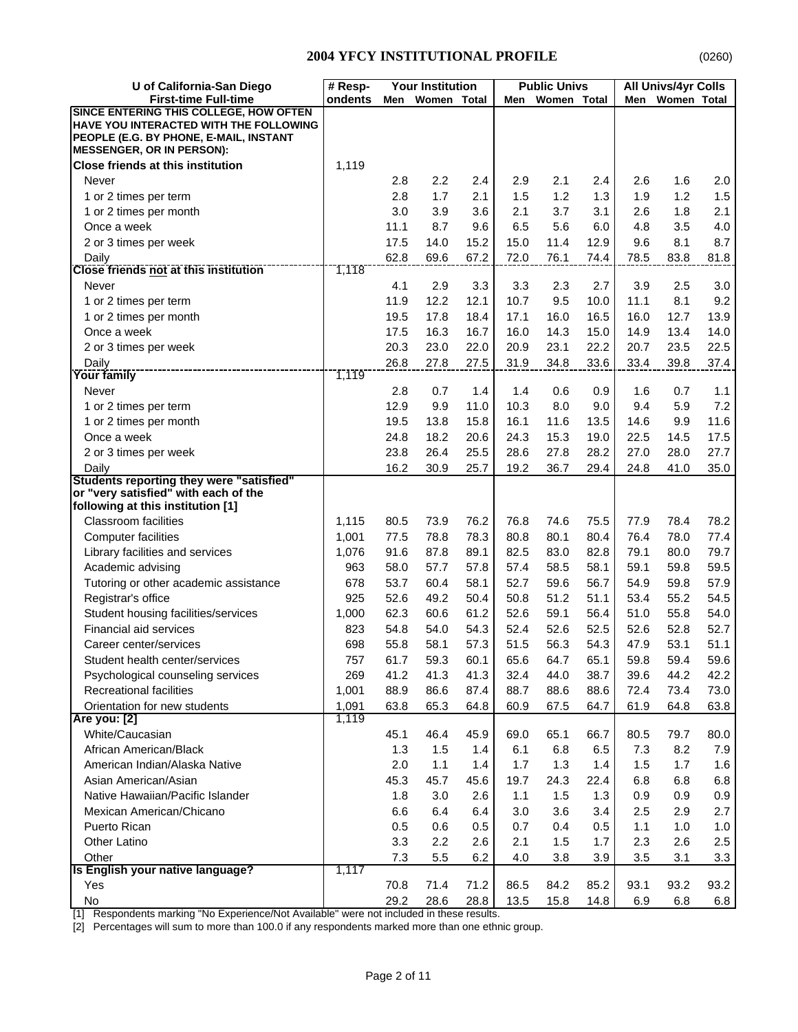## 2004 YFCY INSTITUTIONAL PROFILE

(0260)

| U of California-San Diego First-time Full-time | # Respondents | Your Institution | | | Public Univs | | | All Univs/4yr Colls | | |
|---|---|---|---|---|---|---|---|---|---|---|
| | | Men | Women | Total | Men | Women | Total | Men | Women | Total |
| **SINCE ENTERING THIS COLLEGE, HOW OFTEN HAVE YOU INTERACTED WITH THE FOLLOWING PEOPLE (E.G. BY PHONE, E-MAIL, INSTANT MESSENGER, OR IN PERSON):** | | | | | | | | | | |
| **Close friends at this institution** | 1,119 | | | | | | | | | |
| Never | | 2.8 | 2.2 | 2.4 | 2.9 | 2.1 | 2.4 | 2.6 | 1.6 | 2.0 |
| 1 or 2 times per term | | 2.8 | 1.7 | 2.1 | 1.5 | 1.2 | 1.3 | 1.9 | 1.2 | 1.5 |
| 1 or 2 times per month | | 3.0 | 3.9 | 3.6 | 2.1 | 3.7 | 3.1 | 2.6 | 1.8 | 2.1 |
| Once a week | | 11.1 | 8.7 | 9.6 | 6.5 | 5.6 | 6.0 | 4.8 | 3.5 | 4.0 |
| 2 or 3 times per week | | 17.5 | 14.0 | 15.2 | 15.0 | 11.4 | 12.9 | 9.6 | 8.1 | 8.7 |
| Daily | | 62.8 | 69.6 | 67.2 | 72.0 | 76.1 | 74.4 | 78.5 | 83.8 | 81.8 |
| **Close friends not at this institution** | 1,118 | | | | | | | | | |
| Never | | 4.1 | 2.9 | 3.3 | 3.3 | 2.3 | 2.7 | 3.9 | 2.5 | 3.0 |
| 1 or 2 times per term | | 11.9 | 12.2 | 12.1 | 10.7 | 9.5 | 10.0 | 11.1 | 8.1 | 9.2 |
| 1 or 2 times per month | | 19.5 | 17.8 | 18.4 | 17.1 | 16.0 | 16.5 | 16.0 | 12.7 | 13.9 |
| Once a week | | 17.5 | 16.3 | 16.7 | 16.0 | 14.3 | 15.0 | 14.9 | 13.4 | 14.0 |
| 2 or 3 times per week | | 20.3 | 23.0 | 22.0 | 20.9 | 23.1 | 22.2 | 20.7 | 23.5 | 22.5 |
| Daily | | 26.8 | 27.8 | 27.5 | 31.9 | 34.8 | 33.6 | 33.4 | 39.8 | 37.4 |
| **Your family** | 1,119 | | | | | | | | | |
| Never | | 2.8 | 0.7 | 1.4 | 1.4 | 0.6 | 0.9 | 1.6 | 0.7 | 1.1 |
| 1 or 2 times per term | | 12.9 | 9.9 | 11.0 | 10.3 | 8.0 | 9.0 | 9.4 | 5.9 | 7.2 |
| 1 or 2 times per month | | 19.5 | 13.8 | 15.8 | 16.1 | 11.6 | 13.5 | 14.6 | 9.9 | 11.6 |
| Once a week | | 24.8 | 18.2 | 20.6 | 24.3 | 15.3 | 19.0 | 22.5 | 14.5 | 17.5 |
| 2 or 3 times per week | | 23.8 | 26.4 | 25.5 | 28.6 | 27.8 | 28.2 | 27.0 | 28.0 | 27.7 |
| Daily | | 16.2 | 30.9 | 25.7 | 19.2 | 36.7 | 29.4 | 24.8 | 41.0 | 35.0 |
| **Students reporting they were "satisfied" or "very satisfied" with each of the following at this institution [1]** | | | | | | | | | | |
| Classroom facilities | 1,115 | 80.5 | 73.9 | 76.2 | 76.8 | 74.6 | 75.5 | 77.9 | 78.4 | 78.2 |
| Computer facilities | 1,001 | 77.5 | 78.8 | 78.3 | 80.8 | 80.1 | 80.4 | 76.4 | 78.0 | 77.4 |
| Library facilities and services | 1,076 | 91.6 | 87.8 | 89.1 | 82.5 | 83.0 | 82.8 | 79.1 | 80.0 | 79.7 |
| Academic advising | 963 | 58.0 | 57.7 | 57.8 | 57.4 | 58.5 | 58.1 | 59.1 | 59.8 | 59.5 |
| Tutoring or other academic assistance | 678 | 53.7 | 60.4 | 58.1 | 52.7 | 59.6 | 56.7 | 54.9 | 59.8 | 57.9 |
| Registrar's office | 925 | 52.6 | 49.2 | 50.4 | 50.8 | 51.2 | 51.1 | 53.4 | 55.2 | 54.5 |
| Student housing facilities/services | 1,000 | 62.3 | 60.6 | 61.2 | 52.6 | 59.1 | 56.4 | 51.0 | 55.8 | 54.0 |
| Financial aid services | 823 | 54.8 | 54.0 | 54.3 | 52.4 | 52.6 | 52.5 | 52.6 | 52.8 | 52.7 |
| Career center/services | 698 | 55.8 | 58.1 | 57.3 | 51.5 | 56.3 | 54.3 | 47.9 | 53.1 | 51.1 |
| Student health center/services | 757 | 61.7 | 59.3 | 60.1 | 65.6 | 64.7 | 65.1 | 59.8 | 59.4 | 59.6 |
| Psychological counseling services | 269 | 41.2 | 41.3 | 41.3 | 32.4 | 44.0 | 38.7 | 39.6 | 44.2 | 42.2 |
| Recreational facilities | 1,001 | 88.9 | 86.6 | 87.4 | 88.7 | 88.6 | 88.6 | 72.4 | 73.4 | 73.0 |
| Orientation for new students | 1,091 | 63.8 | 65.3 | 64.8 | 60.9 | 67.5 | 64.7 | 61.9 | 64.8 | 63.8 |
| **Are you: [2]** | 1,119 | | | | | | | | | |
| White/Caucasian | | 45.1 | 46.4 | 45.9 | 69.0 | 65.1 | 66.7 | 80.5 | 79.7 | 80.0 |
| African American/Black | | 1.3 | 1.5 | 1.4 | 6.1 | 6.8 | 6.5 | 7.3 | 8.2 | 7.9 |
| American Indian/Alaska Native | | 2.0 | 1.1 | 1.4 | 1.7 | 1.3 | 1.4 | 1.5 | 1.7 | 1.6 |
| Asian American/Asian | | 45.3 | 45.7 | 45.6 | 19.7 | 24.3 | 22.4 | 6.8 | 6.8 | 6.8 |
| Native Hawaiian/Pacific Islander | | 1.8 | 3.0 | 2.6 | 1.1 | 1.5 | 1.3 | 0.9 | 0.9 | 0.9 |
| Mexican American/Chicano | | 6.6 | 6.4 | 6.4 | 3.0 | 3.6 | 3.4 | 2.5 | 2.9 | 2.7 |
| Puerto Rican | | 0.5 | 0.6 | 0.5 | 0.7 | 0.4 | 0.5 | 1.1 | 1.0 | 1.0 |
| Other Latino | | 3.3 | 2.2 | 2.6 | 2.1 | 1.5 | 1.7 | 2.3 | 2.6 | 2.5 |
| Other | | 7.3 | 5.5 | 6.2 | 4.0 | 3.8 | 3.9 | 3.5 | 3.1 | 3.3 |
| **Is English your native language?** | 1,117 | | | | | | | | | |
| Yes | | 70.8 | 71.4 | 71.2 | 86.5 | 84.2 | 85.2 | 93.1 | 93.2 | 93.2 |
| No | | 29.2 | 28.6 | 28.8 | 13.5 | 15.8 | 14.8 | 6.9 | 6.8 | 6.8 |

[1] Respondents marking "No Experience/Not Available" were not included in these results.

[2] Percentages will sum to more than 100.0 if any respondents marked more than one ethnic group.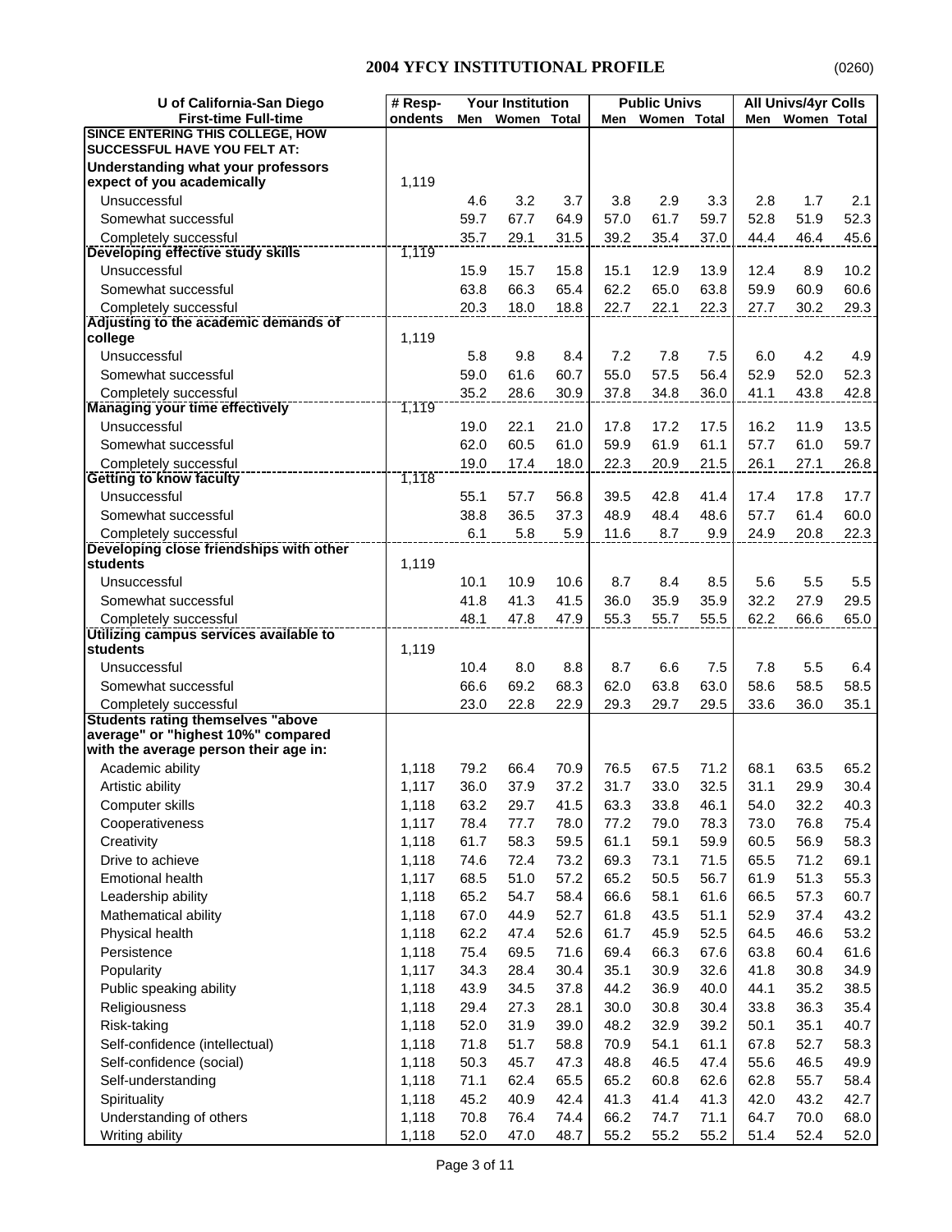## 2004 YFCY INSTITUTIONAL PROFILE

(0260)

| U of California-San Diego First-time Full-time | # Respondents | Your Institution | | | Public Univs | | | All Univs/4yr Colls | | |
|---|---|---|---|---|---|---|---|---|---|---|
| | | Men | Women | Total | Men | Women | Total | Men | Women | Total |
| **SINCE ENTERING THIS COLLEGE, HOW SUCCESSFUL HAVE YOU FELT AT:** | | | | | | | | | | |
| **Understanding what your professors expect of you academically** | 1,119 | | | | | | | | | |
| Unsuccessful | | 4.6 | 3.2 | 3.7 | 3.8 | 2.9 | 3.3 | 2.8 | 1.7 | 2.1 |
| Somewhat successful | | 59.7 | 67.7 | 64.9 | 57.0 | 61.7 | 59.7 | 52.8 | 51.9 | 52.3 |
| Completely successful | | 35.7 | 29.1 | 31.5 | 39.2 | 35.4 | 37.0 | 44.4 | 46.4 | 45.6 |
| **Developing effective study skills** | 1,119 | | | | | | | | | |
| Unsuccessful | | 15.9 | 15.7 | 15.8 | 15.1 | 12.9 | 13.9 | 12.4 | 8.9 | 10.2 |
| Somewhat successful | | 63.8 | 66.3 | 65.4 | 62.2 | 65.0 | 63.8 | 59.9 | 60.9 | 60.6 |
| Completely successful | | 20.3 | 18.0 | 18.8 | 22.7 | 22.1 | 22.3 | 27.7 | 30.2 | 29.3 |
| **Adjusting to the academic demands of college** | 1,119 | | | | | | | | | |
| Unsuccessful | | 5.8 | 9.8 | 8.4 | 7.2 | 7.8 | 7.5 | 6.0 | 4.2 | 4.9 |
| Somewhat successful | | 59.0 | 61.6 | 60.7 | 55.0 | 57.5 | 56.4 | 52.9 | 52.0 | 52.3 |
| Completely successful | | 35.2 | 28.6 | 30.9 | 37.8 | 34.8 | 36.0 | 41.1 | 43.8 | 42.8 |
| **Managing your time effectively** | 1,119 | | | | | | | | | |
| Unsuccessful | | 19.0 | 22.1 | 21.0 | 17.8 | 17.2 | 17.5 | 16.2 | 11.9 | 13.5 |
| Somewhat successful | | 62.0 | 60.5 | 61.0 | 59.9 | 61.9 | 61.1 | 57.7 | 61.0 | 59.7 |
| Completely successful | | 19.0 | 17.4 | 18.0 | 22.3 | 20.9 | 21.5 | 26.1 | 27.1 | 26.8 |
| **Getting to know faculty** | 1,118 | | | | | | | | | |
| Unsuccessful | | 55.1 | 57.7 | 56.8 | 39.5 | 42.8 | 41.4 | 17.4 | 17.8 | 17.7 |
| Somewhat successful | | 38.8 | 36.5 | 37.3 | 48.9 | 48.4 | 48.6 | 57.7 | 61.4 | 60.0 |
| Completely successful | | 6.1 | 5.8 | 5.9 | 11.6 | 8.7 | 9.9 | 24.9 | 20.8 | 22.3 |
| **Developing close friendships with other students** | 1,119 | | | | | | | | | |
| Unsuccessful | | 10.1 | 10.9 | 10.6 | 8.7 | 8.4 | 8.5 | 5.6 | 5.5 | 5.5 |
| Somewhat successful | | 41.8 | 41.3 | 41.5 | 36.0 | 35.9 | 35.9 | 32.2 | 27.9 | 29.5 |
| Completely successful | | 48.1 | 47.8 | 47.9 | 55.3 | 55.7 | 55.5 | 62.2 | 66.6 | 65.0 |
| **Utilizing campus services available to students** | 1,119 | | | | | | | | | |
| Unsuccessful | | 10.4 | 8.0 | 8.8 | 8.7 | 6.6 | 7.5 | 7.8 | 5.5 | 6.4 |
| Somewhat successful | | 66.6 | 69.2 | 68.3 | 62.0 | 63.8 | 63.0 | 58.6 | 58.5 | 58.5 |
| Completely successful | | 23.0 | 22.8 | 22.9 | 29.3 | 29.7 | 29.5 | 33.6 | 36.0 | 35.1 |
| **Students rating themselves "above average" or "highest 10%" compared with the average person their age in:** | | | | | | | | | | |
| Academic ability | 1,118 | 79.2 | 66.4 | 70.9 | 76.5 | 67.5 | 71.2 | 68.1 | 63.5 | 65.2 |
| Artistic ability | 1,117 | 36.0 | 37.9 | 37.2 | 31.7 | 33.0 | 32.5 | 31.1 | 29.9 | 30.4 |
| Computer skills | 1,118 | 63.2 | 29.7 | 41.5 | 63.3 | 33.8 | 46.1 | 54.0 | 32.2 | 40.3 |
| Cooperativeness | 1,117 | 78.4 | 77.7 | 78.0 | 77.2 | 79.0 | 78.3 | 73.0 | 76.8 | 75.4 |
| Creativity | 1,118 | 61.7 | 58.3 | 59.5 | 61.1 | 59.1 | 59.9 | 60.5 | 56.9 | 58.3 |
| Drive to achieve | 1,118 | 74.6 | 72.4 | 73.2 | 69.3 | 73.1 | 71.5 | 65.5 | 71.2 | 69.1 |
| Emotional health | 1,117 | 68.5 | 51.0 | 57.2 | 65.2 | 50.5 | 56.7 | 61.9 | 51.3 | 55.3 |
| Leadership ability | 1,118 | 65.2 | 54.7 | 58.4 | 66.6 | 58.1 | 61.6 | 66.5 | 57.3 | 60.7 |
| Mathematical ability | 1,118 | 67.0 | 44.9 | 52.7 | 61.8 | 43.5 | 51.1 | 52.9 | 37.4 | 43.2 |
| Physical health | 1,118 | 62.2 | 47.4 | 52.6 | 61.7 | 45.9 | 52.5 | 64.5 | 46.6 | 53.2 |
| Persistence | 1,118 | 75.4 | 69.5 | 71.6 | 69.4 | 66.3 | 67.6 | 63.8 | 60.4 | 61.6 |
| Popularity | 1,117 | 34.3 | 28.4 | 30.4 | 35.1 | 30.9 | 32.6 | 41.8 | 30.8 | 34.9 |
| Public speaking ability | 1,118 | 43.9 | 34.5 | 37.8 | 44.2 | 36.9 | 40.0 | 44.1 | 35.2 | 38.5 |
| Religiousness | 1,118 | 29.4 | 27.3 | 28.1 | 30.0 | 30.8 | 30.4 | 33.8 | 36.3 | 35.4 |
| Risk-taking | 1,118 | 52.0 | 31.9 | 39.0 | 48.2 | 32.9 | 39.2 | 50.1 | 35.1 | 40.7 |
| Self-confidence (intellectual) | 1,118 | 71.8 | 51.7 | 58.8 | 70.9 | 54.1 | 61.1 | 67.8 | 52.7 | 58.3 |
| Self-confidence (social) | 1,118 | 50.3 | 45.7 | 47.3 | 48.8 | 46.5 | 47.4 | 55.6 | 46.5 | 49.9 |
| Self-understanding | 1,118 | 71.1 | 62.4 | 65.5 | 65.2 | 60.8 | 62.6 | 62.8 | 55.7 | 58.4 |
| Spirituality | 1,118 | 45.2 | 40.9 | 42.4 | 41.3 | 41.4 | 41.3 | 42.0 | 43.2 | 42.7 |
| Understanding of others | 1,118 | 70.8 | 76.4 | 74.4 | 66.2 | 74.7 | 71.1 | 64.7 | 70.0 | 68.0 |
| Writing ability | 1,118 | 52.0 | 47.0 | 48.7 | 55.2 | 55.2 | 55.2 | 51.4 | 52.4 | 52.0 |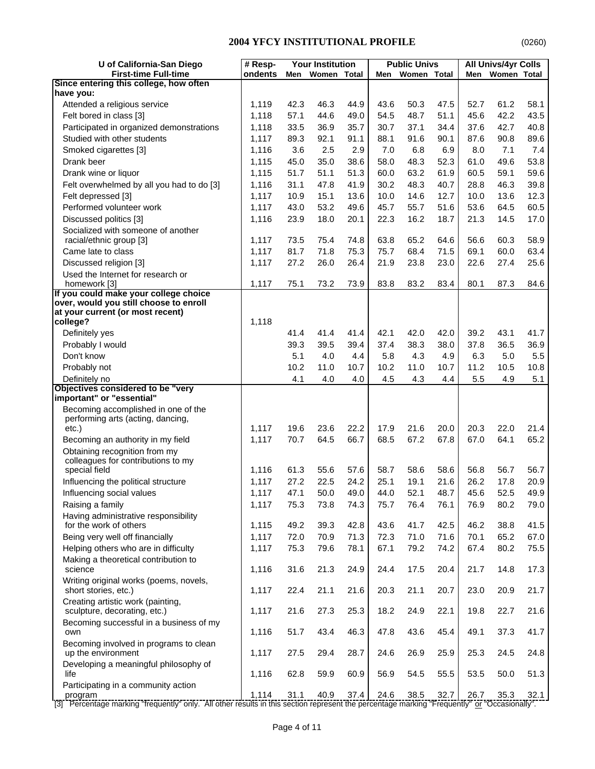## 2004 YFCY INSTITUTIONAL PROFILE (0260)

| U of California-San Diego<br>First-time Full-time | # Respondents | Your Institution | | | Public Univs | | | All Univs/4yr Colls | | |
|---|---|---|---|---|---|---|---|---|---|---|
| | | Men | Women | Total | Men | Women | Total | Men | Women | Total |
| **Since entering this college, how often have you:** | | | | | | | | | | |
| Attended a religious service | 1,119 | 42.3 | 46.3 | 44.9 | 43.6 | 50.3 | 47.5 | 52.7 | 61.2 | 58.1 |
| Felt bored in class [3] | 1,118 | 57.1 | 44.6 | 49.0 | 54.5 | 48.7 | 51.1 | 45.6 | 42.2 | 43.5 |
| Participated in organized demonstrations | 1,118 | 33.5 | 36.9 | 35.7 | 30.7 | 37.1 | 34.4 | 37.6 | 42.7 | 40.8 |
| Studied with other students | 1,117 | 89.3 | 92.1 | 91.1 | 88.1 | 91.6 | 90.1 | 87.6 | 90.8 | 89.6 |
| Smoked cigarettes [3] | 1,116 | 3.6 | 2.5 | 2.9 | 7.0 | 6.8 | 6.9 | 8.0 | 7.1 | 7.4 |
| Drank beer | 1,115 | 45.0 | 35.0 | 38.6 | 58.0 | 48.3 | 52.3 | 61.0 | 49.6 | 53.8 |
| Drank wine or liquor | 1,115 | 51.7 | 51.1 | 51.3 | 60.0 | 63.2 | 61.9 | 60.5 | 59.1 | 59.6 |
| Felt overwhelmed by all you had to do [3] | 1,116 | 31.1 | 47.8 | 41.9 | 30.2 | 48.3 | 40.7 | 28.8 | 46.3 | 39.8 |
| Felt depressed [3] | 1,117 | 10.9 | 15.1 | 13.6 | 10.0 | 14.6 | 12.7 | 10.0 | 13.6 | 12.3 |
| Performed volunteer work | 1,117 | 43.0 | 53.2 | 49.6 | 45.7 | 55.7 | 51.6 | 53.6 | 64.5 | 60.5 |
| Discussed politics [3] | 1,116 | 23.9 | 18.0 | 20.1 | 22.3 | 16.2 | 18.7 | 21.3 | 14.5 | 17.0 |
| Socialized with someone of another racial/ethnic group [3] | 1,117 | 73.5 | 75.4 | 74.8 | 63.8 | 65.2 | 64.6 | 56.6 | 60.3 | 58.9 |
| Came late to class | 1,117 | 81.7 | 71.8 | 75.3 | 75.7 | 68.4 | 71.5 | 69.1 | 60.0 | 63.4 |
| Discussed religion [3] | 1,117 | 27.2 | 26.0 | 26.4 | 21.9 | 23.8 | 23.0 | 22.6 | 27.4 | 25.6 |
| Used the Internet for research or homework [3] | 1,117 | 75.1 | 73.2 | 73.9 | 83.8 | 83.2 | 83.4 | 80.1 | 87.3 | 84.6 |
| **If you could make your college choice over, would you still choose to enroll at your current (or most recent) college?** | 1,118 | | | | | | | | | |
| Definitely yes | | 41.4 | 41.4 | 41.4 | 42.1 | 42.0 | 42.0 | 39.2 | 43.1 | 41.7 |
| Probably I would | | 39.3 | 39.5 | 39.4 | 37.4 | 38.3 | 38.0 | 37.8 | 36.5 | 36.9 |
| Don't know | | 5.1 | 4.0 | 4.4 | 5.8 | 4.3 | 4.9 | 6.3 | 5.0 | 5.5 |
| Probably not | | 10.2 | 11.0 | 10.7 | 10.2 | 11.0 | 10.7 | 11.2 | 10.5 | 10.8 |
| Definitely no | | 4.1 | 4.0 | 4.0 | 4.5 | 4.3 | 4.4 | 5.5 | 4.9 | 5.1 |
| **Objectives considered to be "very important" or "essential"** | | | | | | | | | | |
| Becoming accomplished in one of the performing arts (acting, dancing, etc.) | 1,117 | 19.6 | 23.6 | 22.2 | 17.9 | 21.6 | 20.0 | 20.3 | 22.0 | 21.4 |
| Becoming an authority in my field | 1,117 | 70.7 | 64.5 | 66.7 | 68.5 | 67.2 | 67.8 | 67.0 | 64.1 | 65.2 |
| Obtaining recognition from my colleagues for contributions to my special field | 1,116 | 61.3 | 55.6 | 57.6 | 58.7 | 58.6 | 58.6 | 56.8 | 56.7 | 56.7 |
| Influencing the political structure | 1,117 | 27.2 | 22.5 | 24.2 | 25.1 | 19.1 | 21.6 | 26.2 | 17.8 | 20.9 |
| Influencing social values | 1,117 | 47.1 | 50.0 | 49.0 | 44.0 | 52.1 | 48.7 | 45.6 | 52.5 | 49.9 |
| Raising a family | 1,117 | 75.3 | 73.8 | 74.3 | 75.7 | 76.4 | 76.1 | 76.9 | 80.2 | 79.0 |
| Having administrative responsibility for the work of others | 1,115 | 49.2 | 39.3 | 42.8 | 43.6 | 41.7 | 42.5 | 46.2 | 38.8 | 41.5 |
| Being very well off financially | 1,117 | 72.0 | 70.9 | 71.3 | 72.3 | 71.0 | 71.6 | 70.1 | 65.2 | 67.0 |
| Helping others who are in difficulty | 1,117 | 75.3 | 79.6 | 78.1 | 67.1 | 79.2 | 74.2 | 67.4 | 80.2 | 75.5 |
| Making a theoretical contribution to science | 1,116 | 31.6 | 21.3 | 24.9 | 24.4 | 17.5 | 20.4 | 21.7 | 14.8 | 17.3 |
| Writing original works (poems, novels, short stories, etc.) | 1,117 | 22.4 | 21.1 | 21.6 | 20.3 | 21.1 | 20.7 | 23.0 | 20.9 | 21.7 |
| Creating artistic work (painting, sculpture, decorating, etc.) | 1,117 | 21.6 | 27.3 | 25.3 | 18.2 | 24.9 | 22.1 | 19.8 | 22.7 | 21.6 |
| Becoming successful in a business of my own | 1,116 | 51.7 | 43.4 | 46.3 | 47.8 | 43.6 | 45.4 | 49.1 | 37.3 | 41.7 |
| Becoming involved in programs to clean up the environment | 1,117 | 27.5 | 29.4 | 28.7 | 24.6 | 26.9 | 25.9 | 25.3 | 24.5 | 24.8 |
| Developing a meaningful philosophy of life | 1,116 | 62.8 | 59.9 | 60.9 | 56.9 | 54.5 | 55.5 | 53.5 | 50.0 | 51.3 |
| Participating in a community action program | 1,114 | 31.1 | 40.9 | 37.4 | 24.6 | 38.5 | 32.7 | 26.7 | 35.3 | 32.1 |

[3] Percentage marking "frequently" only. All other results in this section represent the percentage marking "Frequently" or "Occasionally".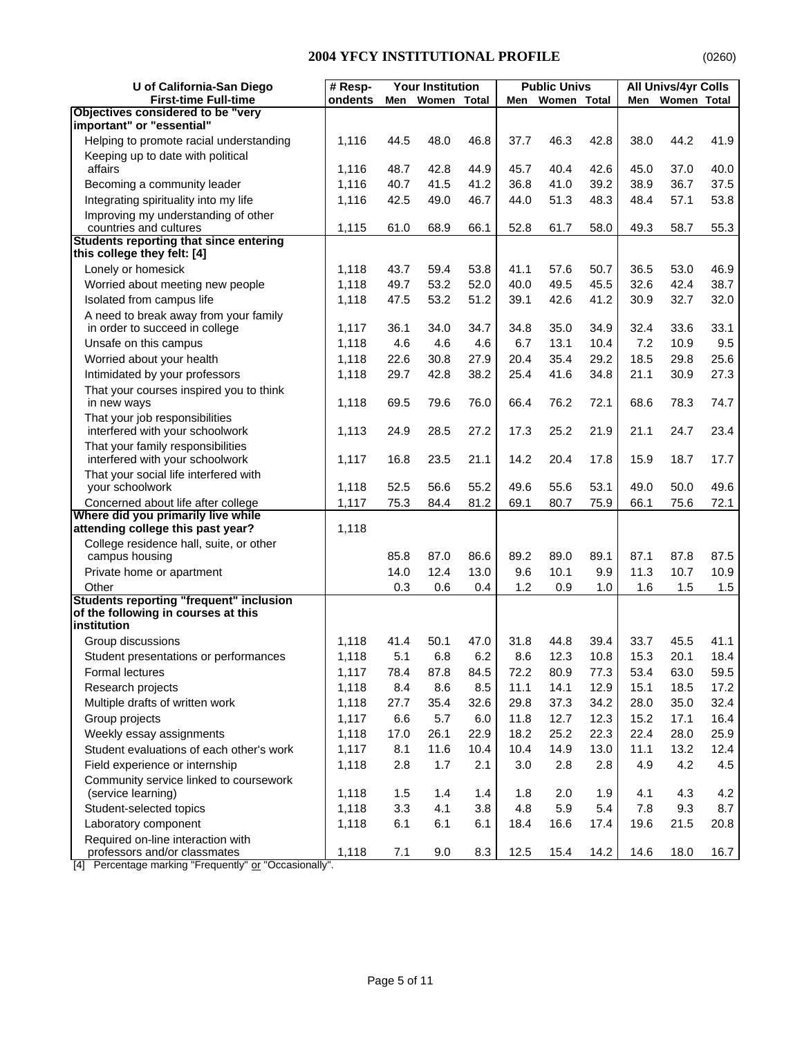# 2004 YFCY INSTITUTIONAL PROFILE

(0260)

| U of California-San Diego First-time Full-time | # Respondents | Your Institution | | | Public Univs | | | All Univs/4yr Colls | | |
|---|---|---|---|---|---|---|---|---|---|---|
| | | Men | Women | Total | Men | Women | Total | Men | Women | Total |
| **Objectives considered to be "very important" or "essential"** | | | | | | | | | | |
| Helping to promote racial understanding | 1,116 | 44.5 | 48.0 | 46.8 | 37.7 | 46.3 | 42.8 | 38.0 | 44.2 | 41.9 |
| Keeping up to date with political affairs | 1,116 | 48.7 | 42.8 | 44.9 | 45.7 | 40.4 | 42.6 | 45.0 | 37.0 | 40.0 |
| Becoming a community leader | 1,116 | 40.7 | 41.5 | 41.2 | 36.8 | 41.0 | 39.2 | 38.9 | 36.7 | 37.5 |
| Integrating spirituality into my life | 1,116 | 42.5 | 49.0 | 46.7 | 44.0 | 51.3 | 48.3 | 48.4 | 57.1 | 53.8 |
| Improving my understanding of other countries and cultures | 1,115 | 61.0 | 68.9 | 66.1 | 52.8 | 61.7 | 58.0 | 49.3 | 58.7 | 55.3 |
| **Students reporting that since entering this college they felt: [4]** | | | | | | | | | | |
| Lonely or homesick | 1,118 | 43.7 | 59.4 | 53.8 | 41.1 | 57.6 | 50.7 | 36.5 | 53.0 | 46.9 |
| Worried about meeting new people | 1,118 | 49.7 | 53.2 | 52.0 | 40.0 | 49.5 | 45.5 | 32.6 | 42.4 | 38.7 |
| Isolated from campus life | 1,118 | 47.5 | 53.2 | 51.2 | 39.1 | 42.6 | 41.2 | 30.9 | 32.7 | 32.0 |
| A need to break away from your family in order to succeed in college | 1,117 | 36.1 | 34.0 | 34.7 | 34.8 | 35.0 | 34.9 | 32.4 | 33.6 | 33.1 |
| Unsafe on this campus | 1,118 | 4.6 | 4.6 | 4.6 | 6.7 | 13.1 | 10.4 | 7.2 | 10.9 | 9.5 |
| Worried about your health | 1,118 | 22.6 | 30.8 | 27.9 | 20.4 | 35.4 | 29.2 | 18.5 | 29.8 | 25.6 |
| Intimidated by your professors | 1,118 | 29.7 | 42.8 | 38.2 | 25.4 | 41.6 | 34.8 | 21.1 | 30.9 | 27.3 |
| That your courses inspired you to think in new ways | 1,118 | 69.5 | 79.6 | 76.0 | 66.4 | 76.2 | 72.1 | 68.6 | 78.3 | 74.7 |
| That your job responsibilities interfered with your schoolwork | 1,113 | 24.9 | 28.5 | 27.2 | 17.3 | 25.2 | 21.9 | 21.1 | 24.7 | 23.4 |
| That your family responsibilities interfered with your schoolwork | 1,117 | 16.8 | 23.5 | 21.1 | 14.2 | 20.4 | 17.8 | 15.9 | 18.7 | 17.7 |
| That your social life interfered with your schoolwork | 1,118 | 52.5 | 56.6 | 55.2 | 49.6 | 55.6 | 53.1 | 49.0 | 50.0 | 49.6 |
| Concerned about life after college | 1,117 | 75.3 | 84.4 | 81.2 | 69.1 | 80.7 | 75.9 | 66.1 | 75.6 | 72.1 |
| **Where did you primarily live while attending college this past year?** | 1,118 | | | | | | | | | |
| College residence hall, suite, or other campus housing | | 85.8 | 87.0 | 86.6 | 89.2 | 89.0 | 89.1 | 87.1 | 87.8 | 87.5 |
| Private home or apartment | | 14.0 | 12.4 | 13.0 | 9.6 | 10.1 | 9.9 | 11.3 | 10.7 | 10.9 |
| Other | | 0.3 | 0.6 | 0.4 | 1.2 | 0.9 | 1.0 | 1.6 | 1.5 | 1.5 |
| **Students reporting "frequent" inclusion of the following in courses at this institution** | | | | | | | | | | |
| Group discussions | 1,118 | 41.4 | 50.1 | 47.0 | 31.8 | 44.8 | 39.4 | 33.7 | 45.5 | 41.1 |
| Student presentations or performances | 1,118 | 5.1 | 6.8 | 6.2 | 8.6 | 12.3 | 10.8 | 15.3 | 20.1 | 18.4 |
| Formal lectures | 1,117 | 78.4 | 87.8 | 84.5 | 72.2 | 80.9 | 77.3 | 53.4 | 63.0 | 59.5 |
| Research projects | 1,118 | 8.4 | 8.6 | 8.5 | 11.1 | 14.1 | 12.9 | 15.1 | 18.5 | 17.2 |
| Multiple drafts of written work | 1,118 | 27.7 | 35.4 | 32.6 | 29.8 | 37.3 | 34.2 | 28.0 | 35.0 | 32.4 |
| Group projects | 1,117 | 6.6 | 5.7 | 6.0 | 11.8 | 12.7 | 12.3 | 15.2 | 17.1 | 16.4 |
| Weekly essay assignments | 1,118 | 17.0 | 26.1 | 22.9 | 18.2 | 25.2 | 22.3 | 22.4 | 28.0 | 25.9 |
| Student evaluations of each other's work | 1,117 | 8.1 | 11.6 | 10.4 | 10.4 | 14.9 | 13.0 | 11.1 | 13.2 | 12.4 |
| Field experience or internship | 1,118 | 2.8 | 1.7 | 2.1 | 3.0 | 2.8 | 2.8 | 4.9 | 4.2 | 4.5 |
| Community service linked to coursework (service learning) | 1,118 | 1.5 | 1.4 | 1.4 | 1.8 | 2.0 | 1.9 | 4.1 | 4.3 | 4.2 |
| Student-selected topics | 1,118 | 3.3 | 4.1 | 3.8 | 4.8 | 5.9 | 5.4 | 7.8 | 9.3 | 8.7 |
| Laboratory component | 1,118 | 6.1 | 6.1 | 6.1 | 18.4 | 16.6 | 17.4 | 19.6 | 21.5 | 20.8 |
| Required on-line interaction with professors and/or classmates | 1,118 | 7.1 | 9.0 | 8.3 | 12.5 | 15.4 | 14.2 | 14.6 | 18.0 | 16.7 |

[4] Percentage marking "Frequently" or "Occasionally".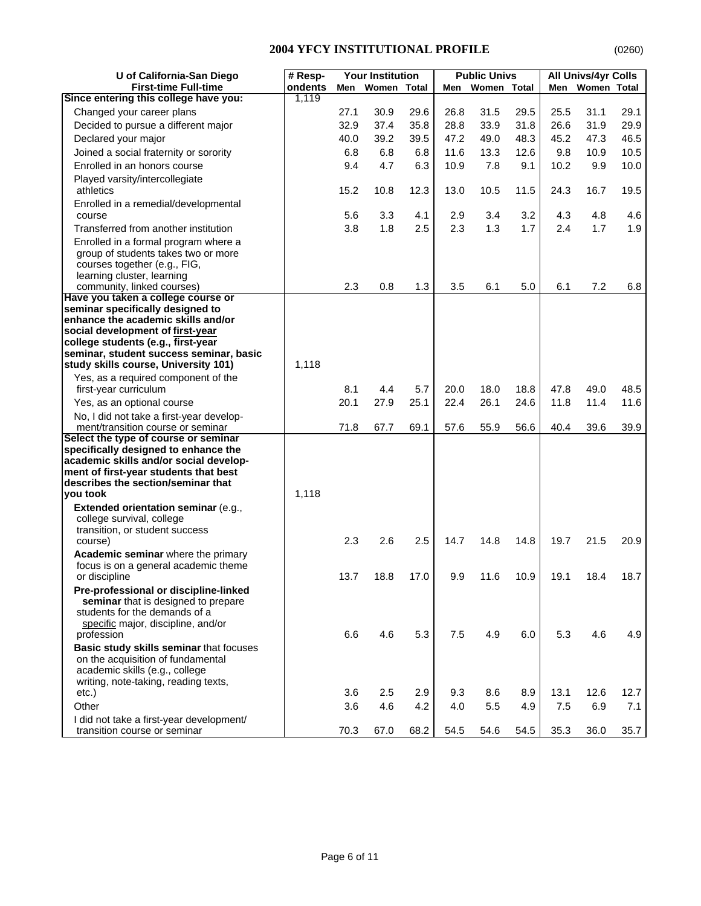## 2004 YFCY INSTITUTIONAL PROFILE

(0260)

| U of California-San Diego First-time Full-time | # Respondents | Your Institution | | | Public Univs | | | All Univs/4yr Colls | | |
|---|---|---|---|---|---|---|---|---|---|---|
| | | Men | Women | Total | Men | Women | Total | Men | Women | Total |
| **Since entering this college have you:** | 1,119 | | | | | | | | | |
| Changed your career plans | | 27.1 | 30.9 | 29.6 | 26.8 | 31.5 | 29.5 | 25.5 | 31.1 | 29.1 |
| Decided to pursue a different major | | 32.9 | 37.4 | 35.8 | 28.8 | 33.9 | 31.8 | 26.6 | 31.9 | 29.9 |
| Declared your major | | 40.0 | 39.2 | 39.5 | 47.2 | 49.0 | 48.3 | 45.2 | 47.3 | 46.5 |
| Joined a social fraternity or sorority | | 6.8 | 6.8 | 6.8 | 11.6 | 13.3 | 12.6 | 9.8 | 10.9 | 10.5 |
| Enrolled in an honors course | | 9.4 | 4.7 | 6.3 | 10.9 | 7.8 | 9.1 | 10.2 | 9.9 | 10.0 |
| Played varsity/intercollegiate athletics | | 15.2 | 10.8 | 12.3 | 13.0 | 10.5 | 11.5 | 24.3 | 16.7 | 19.5 |
| Enrolled in a remedial/developmental course | | 5.6 | 3.3 | 4.1 | 2.9 | 3.4 | 3.2 | 4.3 | 4.8 | 4.6 |
| Transferred from another institution | | 3.8 | 1.8 | 2.5 | 2.3 | 1.3 | 1.7 | 2.4 | 1.7 | 1.9 |
| Enrolled in a formal program where a group of students takes two or more courses together (e.g., FIG, learning cluster, learning community, linked courses) | | 2.3 | 0.8 | 1.3 | 3.5 | 6.1 | 5.0 | 6.1 | 7.2 | 6.8 |
| **Have you taken a college course or seminar specifically designed to enhance the academic skills and/or social development of first-year college students (e.g., first-year seminar, student success seminar, basic study skills course, University 101)** | 1,118 | | | | | | | | | |
| Yes, as a required component of the first-year curriculum | | 8.1 | 4.4 | 5.7 | 20.0 | 18.0 | 18.8 | 47.8 | 49.0 | 48.5 |
| Yes, as an optional course | | 20.1 | 27.9 | 25.1 | 22.4 | 26.1 | 24.6 | 11.8 | 11.4 | 11.6 |
| No, I did not take a first-year development/transition course or seminar | | 71.8 | 67.7 | 69.1 | 57.6 | 55.9 | 56.6 | 40.4 | 39.6 | 39.9 |
| **Select the type of course or seminar specifically designed to enhance the academic skills and/or social development of first-year students that best describes the section/seminar that you took** | 1,118 | | | | | | | | | |
| **Extended orientation seminar** (e.g., college survival, college transition, or student success course) | | 2.3 | 2.6 | 2.5 | 14.7 | 14.8 | 14.8 | 19.7 | 21.5 | 20.9 |
| **Academic seminar** where the primary focus is on a general academic theme or discipline | | 13.7 | 18.8 | 17.0 | 9.9 | 11.6 | 10.9 | 19.1 | 18.4 | 18.7 |
| **Pre-professional or discipline-linked seminar** that is designed to prepare students for the demands of a specific major, discipline, and/or profession | | 6.6 | 4.6 | 5.3 | 7.5 | 4.9 | 6.0 | 5.3 | 4.6 | 4.9 |
| **Basic study skills seminar** that focuses on the acquisition of fundamental academic skills (e.g., college writing, note-taking, reading texts, etc.) | | 3.6 | 2.5 | 2.9 | 9.3 | 8.6 | 8.9 | 13.1 | 12.6 | 12.7 |
| Other | | 3.6 | 4.6 | 4.2 | 4.0 | 5.5 | 4.9 | 7.5 | 6.9 | 7.1 |
| I did not take a first-year development/transition course or seminar | | 70.3 | 67.0 | 68.2 | 54.5 | 54.6 | 54.5 | 35.3 | 36.0 | 35.7 |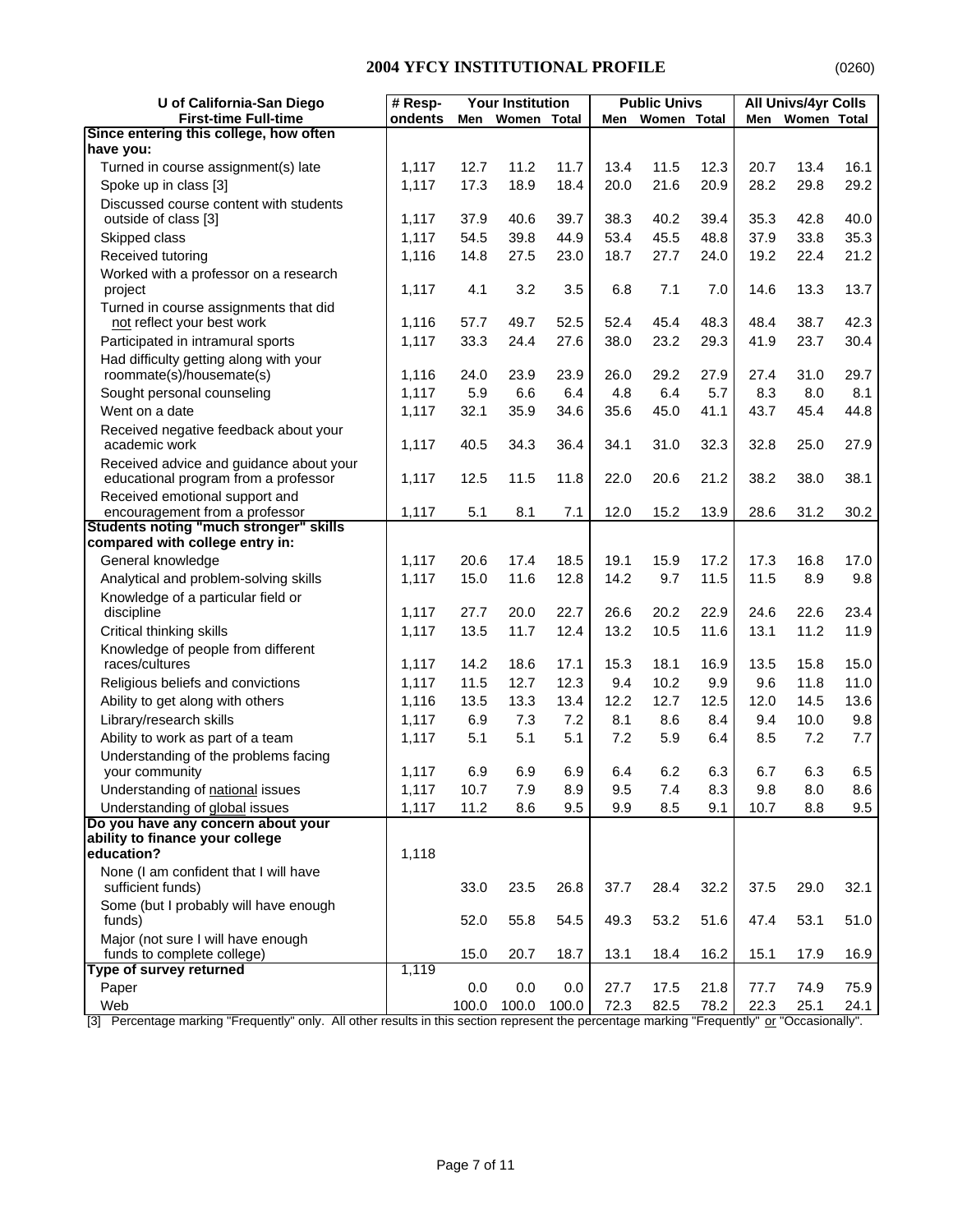## 2004 YFCY INSTITUTIONAL PROFILE

(0260)

| U of California-San Diego First-time Full-time | # Respondents | Your Institution | | | Public Univs | | | All Univs/4yr Colls | | |
|---|---|---|---|---|---|---|---|---|---|---|
| | | Men | Women | Total | Men | Women | Total | Men | Women | Total |
| **Since entering this college, how often have you:** | | | | | | | | | | |
| Turned in course assignment(s) late | 1,117 | 12.7 | 11.2 | 11.7 | 13.4 | 11.5 | 12.3 | 20.7 | 13.4 | 16.1 |
| Spoke up in class [3] | 1,117 | 17.3 | 18.9 | 18.4 | 20.0 | 21.6 | 20.9 | 28.2 | 29.8 | 29.2 |
| Discussed course content with students outside of class [3] | 1,117 | 37.9 | 40.6 | 39.7 | 38.3 | 40.2 | 39.4 | 35.3 | 42.8 | 40.0 |
| Skipped class | 1,117 | 54.5 | 39.8 | 44.9 | 53.4 | 45.5 | 48.8 | 37.9 | 33.8 | 35.3 |
| Received tutoring | 1,116 | 14.8 | 27.5 | 23.0 | 18.7 | 27.7 | 24.0 | 19.2 | 22.4 | 21.2 |
| Worked with a professor on a research project | 1,117 | 4.1 | 3.2 | 3.5 | 6.8 | 7.1 | 7.0 | 14.6 | 13.3 | 13.7 |
| Turned in course assignments that did not reflect your best work | 1,116 | 57.7 | 49.7 | 52.5 | 52.4 | 45.4 | 48.3 | 48.4 | 38.7 | 42.3 |
| Participated in intramural sports | 1,117 | 33.3 | 24.4 | 27.6 | 38.0 | 23.2 | 29.3 | 41.9 | 23.7 | 30.4 |
| Had difficulty getting along with your roommate(s)/housemate(s) | 1,116 | 24.0 | 23.9 | 23.9 | 26.0 | 29.2 | 27.9 | 27.4 | 31.0 | 29.7 |
| Sought personal counseling | 1,117 | 5.9 | 6.6 | 6.4 | 4.8 | 6.4 | 5.7 | 8.3 | 8.0 | 8.1 |
| Went on a date | 1,117 | 32.1 | 35.9 | 34.6 | 35.6 | 45.0 | 41.1 | 43.7 | 45.4 | 44.8 |
| Received negative feedback about your academic work | 1,117 | 40.5 | 34.3 | 36.4 | 34.1 | 31.0 | 32.3 | 32.8 | 25.0 | 27.9 |
| Received advice and guidance about your educational program from a professor | 1,117 | 12.5 | 11.5 | 11.8 | 22.0 | 20.6 | 21.2 | 38.2 | 38.0 | 38.1 |
| Received emotional support and encouragement from a professor | 1,117 | 5.1 | 8.1 | 7.1 | 12.0 | 15.2 | 13.9 | 28.6 | 31.2 | 30.2 |
| **Students noting "much stronger" skills compared with college entry in:** | | | | | | | | | | |
| General knowledge | 1,117 | 20.6 | 17.4 | 18.5 | 19.1 | 15.9 | 17.2 | 17.3 | 16.8 | 17.0 |
| Analytical and problem-solving skills | 1,117 | 15.0 | 11.6 | 12.8 | 14.2 | 9.7 | 11.5 | 11.5 | 8.9 | 9.8 |
| Knowledge of a particular field or discipline | 1,117 | 27.7 | 20.0 | 22.7 | 26.6 | 20.2 | 22.9 | 24.6 | 22.6 | 23.4 |
| Critical thinking skills | 1,117 | 13.5 | 11.7 | 12.4 | 13.2 | 10.5 | 11.6 | 13.1 | 11.2 | 11.9 |
| Knowledge of people from different races/cultures | 1,117 | 14.2 | 18.6 | 17.1 | 15.3 | 18.1 | 16.9 | 13.5 | 15.8 | 15.0 |
| Religious beliefs and convictions | 1,117 | 11.5 | 12.7 | 12.3 | 9.4 | 10.2 | 9.9 | 9.6 | 11.8 | 11.0 |
| Ability to get along with others | 1,116 | 13.5 | 13.3 | 13.4 | 12.2 | 12.7 | 12.5 | 12.0 | 14.5 | 13.6 |
| Library/research skills | 1,117 | 6.9 | 7.3 | 7.2 | 8.1 | 8.6 | 8.4 | 9.4 | 10.0 | 9.8 |
| Ability to work as part of a team | 1,117 | 5.1 | 5.1 | 5.1 | 7.2 | 5.9 | 6.4 | 8.5 | 7.2 | 7.7 |
| Understanding of the problems facing your community | 1,117 | 6.9 | 6.9 | 6.9 | 6.4 | 6.2 | 6.3 | 6.7 | 6.3 | 6.5 |
| Understanding of national issues | 1,117 | 10.7 | 7.9 | 8.9 | 9.5 | 7.4 | 8.3 | 9.8 | 8.0 | 8.6 |
| Understanding of global issues | 1,117 | 11.2 | 8.6 | 9.5 | 9.9 | 8.5 | 9.1 | 10.7 | 8.8 | 9.5 |
| **Do you have any concern about your ability to finance your college education?** | 1,118 | | | | | | | | | |
| None (I am confident that I will have sufficient funds) | | 33.0 | 23.5 | 26.8 | 37.7 | 28.4 | 32.2 | 37.5 | 29.0 | 32.1 |
| Some (but I probably will have enough funds) | | 52.0 | 55.8 | 54.5 | 49.3 | 53.2 | 51.6 | 47.4 | 53.1 | 51.0 |
| Major (not sure I will have enough funds to complete college) | | 15.0 | 20.7 | 18.7 | 13.1 | 18.4 | 16.2 | 15.1 | 17.9 | 16.9 |
| **Type of survey returned** | 1,119 | | | | | | | | | |
| Paper | | 0.0 | 0.0 | 0.0 | 27.7 | 17.5 | 21.8 | 77.7 | 74.9 | 75.9 |
| Web | | 100.0 | 100.0 | 100.0 | 72.3 | 82.5 | 78.2 | 22.3 | 25.1 | 24.1 |

[3] Percentage marking "Frequently" only. All other results in this section represent the percentage marking "Frequently" or "Occasionally".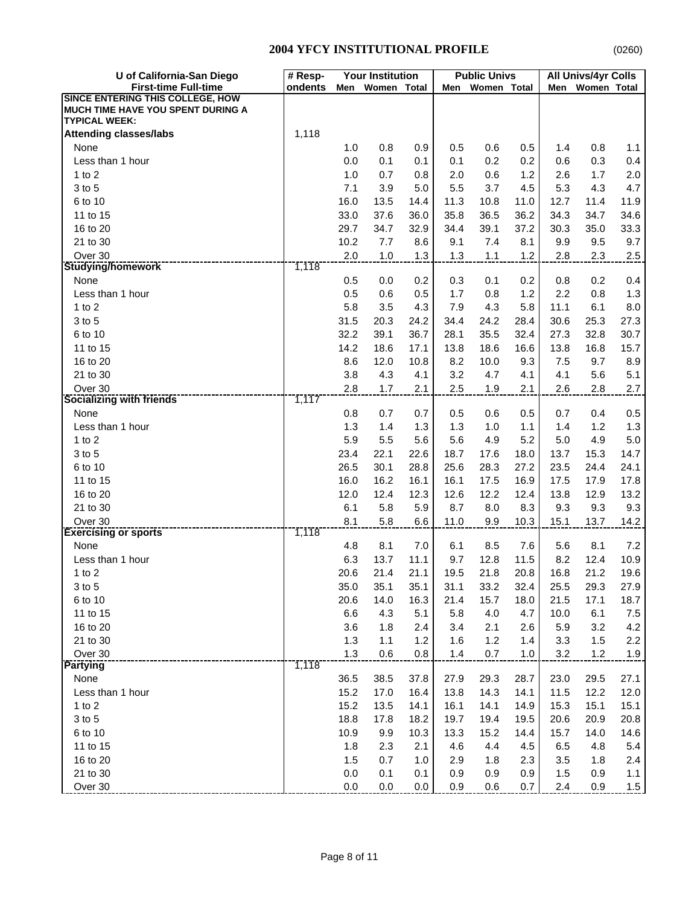## 2004 YFCY INSTITUTIONAL PROFILE

(0260)

| U of California-San Diego First-time Full-time | # Respondents | Your Institution | | | Public Univs | | | All Univs/4yr Colls | | |
|---|---|---|---|---|---|---|---|---|---|---|
| | | Men | Women | Total | Men | Women | Total | Men | Women | Total |
| **SINCE ENTERING THIS COLLEGE, HOW MUCH TIME HAVE YOU SPENT DURING A TYPICAL WEEK:** | | | | | | | | | | |
| **Attending classes/labs** | 1,118 | | | | | | | | | |
| None | | 1.0 | 0.8 | 0.9 | 0.5 | 0.6 | 0.5 | 1.4 | 0.8 | 1.1 |
| Less than 1 hour | | 0.0 | 0.1 | 0.1 | 0.1 | 0.2 | 0.2 | 0.6 | 0.3 | 0.4 |
| 1 to 2 | | 1.0 | 0.7 | 0.8 | 2.0 | 0.6 | 1.2 | 2.6 | 1.7 | 2.0 |
| 3 to 5 | | 7.1 | 3.9 | 5.0 | 5.5 | 3.7 | 4.5 | 5.3 | 4.3 | 4.7 |
| 6 to 10 | | 16.0 | 13.5 | 14.4 | 11.3 | 10.8 | 11.0 | 12.7 | 11.4 | 11.9 |
| 11 to 15 | | 33.0 | 37.6 | 36.0 | 35.8 | 36.5 | 36.2 | 34.3 | 34.7 | 34.6 |
| 16 to 20 | | 29.7 | 34.7 | 32.9 | 34.4 | 39.1 | 37.2 | 30.3 | 35.0 | 33.3 |
| 21 to 30 | | 10.2 | 7.7 | 8.6 | 9.1 | 7.4 | 8.1 | 9.9 | 9.5 | 9.7 |
| Over 30 | | 2.0 | 1.0 | 1.3 | 1.3 | 1.1 | 1.2 | 2.8 | 2.3 | 2.5 |
| **Studying/homework** | 1,118 | | | | | | | | | |
| None | | 0.5 | 0.0 | 0.2 | 0.3 | 0.1 | 0.2 | 0.8 | 0.2 | 0.4 |
| Less than 1 hour | | 0.5 | 0.6 | 0.5 | 1.7 | 0.8 | 1.2 | 2.2 | 0.8 | 1.3 |
| 1 to 2 | | 5.8 | 3.5 | 4.3 | 7.9 | 4.3 | 5.8 | 11.1 | 6.1 | 8.0 |
| 3 to 5 | | 31.5 | 20.3 | 24.2 | 34.4 | 24.2 | 28.4 | 30.6 | 25.3 | 27.3 |
| 6 to 10 | | 32.2 | 39.1 | 36.7 | 28.1 | 35.5 | 32.4 | 27.3 | 32.8 | 30.7 |
| 11 to 15 | | 14.2 | 18.6 | 17.1 | 13.8 | 18.6 | 16.6 | 13.8 | 16.8 | 15.7 |
| 16 to 20 | | 8.6 | 12.0 | 10.8 | 8.2 | 10.0 | 9.3 | 7.5 | 9.7 | 8.9 |
| 21 to 30 | | 3.8 | 4.3 | 4.1 | 3.2 | 4.7 | 4.1 | 4.1 | 5.6 | 5.1 |
| Over 30 | | 2.8 | 1.7 | 2.1 | 2.5 | 1.9 | 2.1 | 2.6 | 2.8 | 2.7 |
| **Socializing with friends** | 1,117 | | | | | | | | | |
| None | | 0.8 | 0.7 | 0.7 | 0.5 | 0.6 | 0.5 | 0.7 | 0.4 | 0.5 |
| Less than 1 hour | | 1.3 | 1.4 | 1.3 | 1.3 | 1.0 | 1.1 | 1.4 | 1.2 | 1.3 |
| 1 to 2 | | 5.9 | 5.5 | 5.6 | 5.6 | 4.9 | 5.2 | 5.0 | 4.9 | 5.0 |
| 3 to 5 | | 23.4 | 22.1 | 22.6 | 18.7 | 17.6 | 18.0 | 13.7 | 15.3 | 14.7 |
| 6 to 10 | | 26.5 | 30.1 | 28.8 | 25.6 | 28.3 | 27.2 | 23.5 | 24.4 | 24.1 |
| 11 to 15 | | 16.0 | 16.2 | 16.1 | 16.1 | 17.5 | 16.9 | 17.5 | 17.9 | 17.8 |
| 16 to 20 | | 12.0 | 12.4 | 12.3 | 12.6 | 12.2 | 12.4 | 13.8 | 12.9 | 13.2 |
| 21 to 30 | | 6.1 | 5.8 | 5.9 | 8.7 | 8.0 | 8.3 | 9.3 | 9.3 | 9.3 |
| Over 30 | | 8.1 | 5.8 | 6.6 | 11.0 | 9.9 | 10.3 | 15.1 | 13.7 | 14.2 |
| **Exercising or sports** | 1,118 | | | | | | | | | |
| None | | 4.8 | 8.1 | 7.0 | 6.1 | 8.5 | 7.6 | 5.6 | 8.1 | 7.2 |
| Less than 1 hour | | 6.3 | 13.7 | 11.1 | 9.7 | 12.8 | 11.5 | 8.2 | 12.4 | 10.9 |
| 1 to 2 | | 20.6 | 21.4 | 21.1 | 19.5 | 21.8 | 20.8 | 16.8 | 21.2 | 19.6 |
| 3 to 5 | | 35.0 | 35.1 | 35.1 | 31.1 | 33.2 | 32.4 | 25.5 | 29.3 | 27.9 |
| 6 to 10 | | 20.6 | 14.0 | 16.3 | 21.4 | 15.7 | 18.0 | 21.5 | 17.1 | 18.7 |
| 11 to 15 | | 6.6 | 4.3 | 5.1 | 5.8 | 4.0 | 4.7 | 10.0 | 6.1 | 7.5 |
| 16 to 20 | | 3.6 | 1.8 | 2.4 | 3.4 | 2.1 | 2.6 | 5.9 | 3.2 | 4.2 |
| 21 to 30 | | 1.3 | 1.1 | 1.2 | 1.6 | 1.2 | 1.4 | 3.3 | 1.5 | 2.2 |
| Over 30 | | 1.3 | 0.6 | 0.8 | 1.4 | 0.7 | 1.0 | 3.2 | 1.2 | 1.9 |
| **Partying** | 1,118 | | | | | | | | | |
| None | | 36.5 | 38.5 | 37.8 | 27.9 | 29.3 | 28.7 | 23.0 | 29.5 | 27.1 |
| Less than 1 hour | | 15.2 | 17.0 | 16.4 | 13.8 | 14.3 | 14.1 | 11.5 | 12.2 | 12.0 |
| 1 to 2 | | 15.2 | 13.5 | 14.1 | 16.1 | 14.1 | 14.9 | 15.3 | 15.1 | 15.1 |
| 3 to 5 | | 18.8 | 17.8 | 18.2 | 19.7 | 19.4 | 19.5 | 20.6 | 20.9 | 20.8 |
| 6 to 10 | | 10.9 | 9.9 | 10.3 | 13.3 | 15.2 | 14.4 | 15.7 | 14.0 | 14.6 |
| 11 to 15 | | 1.8 | 2.3 | 2.1 | 4.6 | 4.4 | 4.5 | 6.5 | 4.8 | 5.4 |
| 16 to 20 | | 1.5 | 0.7 | 1.0 | 2.9 | 1.8 | 2.3 | 3.5 | 1.8 | 2.4 |
| 21 to 30 | | 0.0 | 0.1 | 0.1 | 0.9 | 0.9 | 0.9 | 1.5 | 0.9 | 1.1 |
| Over 30 | | 0.0 | 0.0 | 0.0 | 0.9 | 0.6 | 0.7 | 2.4 | 0.9 | 1.5 |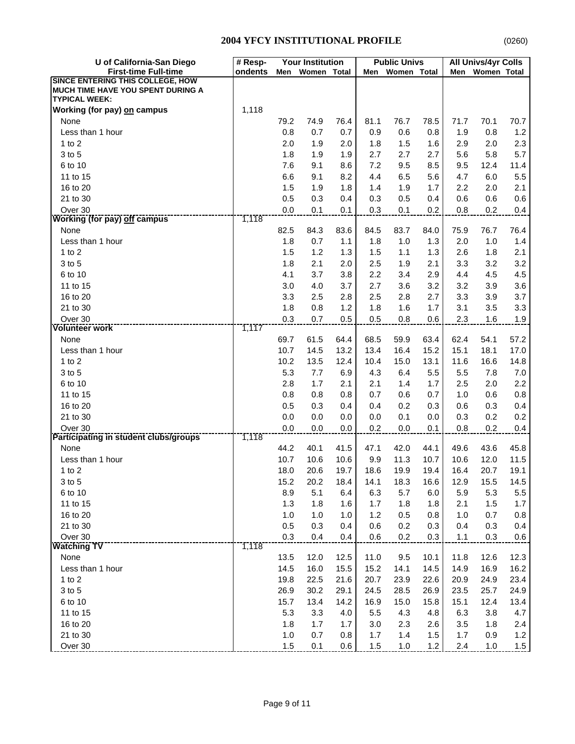## 2004 YFCY INSTITUTIONAL PROFILE

(0260)

| U of California-San Diego First-time Full-time | # Respondents | Your Institution | | | Public Univs | | | All Univs/4yr Colls | | |
|---|---|---|---|---|---|---|---|---|---|---|
| | | Men | Women | Total | Men | Women | Total | Men | Women | Total |
| **SINCE ENTERING THIS COLLEGE, HOW MUCH TIME HAVE YOU SPENT DURING A TYPICAL WEEK:** | | | | | | | | | | |
| **Working (for pay) on campus** | 1,118 | | | | | | | | | |
| None | | 79.2 | 74.9 | 76.4 | 81.1 | 76.7 | 78.5 | 71.7 | 70.1 | 70.7 |
| Less than 1 hour | | 0.8 | 0.7 | 0.7 | 0.9 | 0.6 | 0.8 | 1.9 | 0.8 | 1.2 |
| 1 to 2 | | 2.0 | 1.9 | 2.0 | 1.8 | 1.5 | 1.6 | 2.9 | 2.0 | 2.3 |
| 3 to 5 | | 1.8 | 1.9 | 1.9 | 2.7 | 2.7 | 2.7 | 5.6 | 5.8 | 5.7 |
| 6 to 10 | | 7.6 | 9.1 | 8.6 | 7.2 | 9.5 | 8.5 | 9.5 | 12.4 | 11.4 |
| 11 to 15 | | 6.6 | 9.1 | 8.2 | 4.4 | 6.5 | 5.6 | 4.7 | 6.0 | 5.5 |
| 16 to 20 | | 1.5 | 1.9 | 1.8 | 1.4 | 1.9 | 1.7 | 2.2 | 2.0 | 2.1 |
| 21 to 30 | | 0.5 | 0.3 | 0.4 | 0.3 | 0.5 | 0.4 | 0.6 | 0.6 | 0.6 |
| Over 30 | | 0.0 | 0.1 | 0.1 | 0.3 | 0.1 | 0.2 | 0.8 | 0.2 | 0.4 |
| **Working (for pay) off campus** | 1,118 | | | | | | | | | |
| None | | 82.5 | 84.3 | 83.6 | 84.5 | 83.7 | 84.0 | 75.9 | 76.7 | 76.4 |
| Less than 1 hour | | 1.8 | 0.7 | 1.1 | 1.8 | 1.0 | 1.3 | 2.0 | 1.0 | 1.4 |
| 1 to 2 | | 1.5 | 1.2 | 1.3 | 1.5 | 1.1 | 1.3 | 2.6 | 1.8 | 2.1 |
| 3 to 5 | | 1.8 | 2.1 | 2.0 | 2.5 | 1.9 | 2.1 | 3.3 | 3.2 | 3.2 |
| 6 to 10 | | 4.1 | 3.7 | 3.8 | 2.2 | 3.4 | 2.9 | 4.4 | 4.5 | 4.5 |
| 11 to 15 | | 3.0 | 4.0 | 3.7 | 2.7 | 3.6 | 3.2 | 3.2 | 3.9 | 3.6 |
| 16 to 20 | | 3.3 | 2.5 | 2.8 | 2.5 | 2.8 | 2.7 | 3.3 | 3.9 | 3.7 |
| 21 to 30 | | 1.8 | 0.8 | 1.2 | 1.8 | 1.6 | 1.7 | 3.1 | 3.5 | 3.3 |
| Over 30 | | 0.3 | 0.7 | 0.5 | 0.5 | 0.8 | 0.6 | 2.3 | 1.6 | 1.9 |
| **Volunteer work** | 1,117 | | | | | | | | | |
| None | | 69.7 | 61.5 | 64.4 | 68.5 | 59.9 | 63.4 | 62.4 | 54.1 | 57.2 |
| Less than 1 hour | | 10.7 | 14.5 | 13.2 | 13.4 | 16.4 | 15.2 | 15.1 | 18.1 | 17.0 |
| 1 to 2 | | 10.2 | 13.5 | 12.4 | 10.4 | 15.0 | 13.1 | 11.6 | 16.6 | 14.8 |
| 3 to 5 | | 5.3 | 7.7 | 6.9 | 4.3 | 6.4 | 5.5 | 5.5 | 7.8 | 7.0 |
| 6 to 10 | | 2.8 | 1.7 | 2.1 | 2.1 | 1.4 | 1.7 | 2.5 | 2.0 | 2.2 |
| 11 to 15 | | 0.8 | 0.8 | 0.8 | 0.7 | 0.6 | 0.7 | 1.0 | 0.6 | 0.8 |
| 16 to 20 | | 0.5 | 0.3 | 0.4 | 0.4 | 0.2 | 0.3 | 0.6 | 0.3 | 0.4 |
| 21 to 30 | | 0.0 | 0.0 | 0.0 | 0.0 | 0.1 | 0.0 | 0.3 | 0.2 | 0.2 |
| Over 30 | | 0.0 | 0.0 | 0.0 | 0.2 | 0.0 | 0.1 | 0.8 | 0.2 | 0.4 |
| **Participating in student clubs/groups** | 1,118 | | | | | | | | | |
| None | | 44.2 | 40.1 | 41.5 | 47.1 | 42.0 | 44.1 | 49.6 | 43.6 | 45.8 |
| Less than 1 hour | | 10.7 | 10.6 | 10.6 | 9.9 | 11.3 | 10.7 | 10.6 | 12.0 | 11.5 |
| 1 to 2 | | 18.0 | 20.6 | 19.7 | 18.6 | 19.9 | 19.4 | 16.4 | 20.7 | 19.1 |
| 3 to 5 | | 15.2 | 20.2 | 18.4 | 14.1 | 18.3 | 16.6 | 12.9 | 15.5 | 14.5 |
| 6 to 10 | | 8.9 | 5.1 | 6.4 | 6.3 | 5.7 | 6.0 | 5.9 | 5.3 | 5.5 |
| 11 to 15 | | 1.3 | 1.8 | 1.6 | 1.7 | 1.8 | 1.8 | 2.1 | 1.5 | 1.7 |
| 16 to 20 | | 1.0 | 1.0 | 1.0 | 1.2 | 0.5 | 0.8 | 1.0 | 0.7 | 0.8 |
| 21 to 30 | | 0.5 | 0.3 | 0.4 | 0.6 | 0.2 | 0.3 | 0.4 | 0.3 | 0.4 |
| Over 30 | | 0.3 | 0.4 | 0.4 | 0.6 | 0.2 | 0.3 | 1.1 | 0.3 | 0.6 |
| **Watching TV** | 1,118 | | | | | | | | | |
| None | | 13.5 | 12.0 | 12.5 | 11.0 | 9.5 | 10.1 | 11.8 | 12.6 | 12.3 |
| Less than 1 hour | | 14.5 | 16.0 | 15.5 | 15.2 | 14.1 | 14.5 | 14.9 | 16.9 | 16.2 |
| 1 to 2 | | 19.8 | 22.5 | 21.6 | 20.7 | 23.9 | 22.6 | 20.9 | 24.9 | 23.4 |
| 3 to 5 | | 26.9 | 30.2 | 29.1 | 24.5 | 28.5 | 26.9 | 23.5 | 25.7 | 24.9 |
| 6 to 10 | | 15.7 | 13.4 | 14.2 | 16.9 | 15.0 | 15.8 | 15.1 | 12.4 | 13.4 |
| 11 to 15 | | 5.3 | 3.3 | 4.0 | 5.5 | 4.3 | 4.8 | 6.3 | 3.8 | 4.7 |
| 16 to 20 | | 1.8 | 1.7 | 1.7 | 3.0 | 2.3 | 2.6 | 3.5 | 1.8 | 2.4 |
| 21 to 30 | | 1.0 | 0.7 | 0.8 | 1.7 | 1.4 | 1.5 | 1.7 | 0.9 | 1.2 |
| Over 30 | | 1.5 | 0.1 | 0.6 | 1.5 | 1.0 | 1.2 | 2.4 | 1.0 | 1.5 |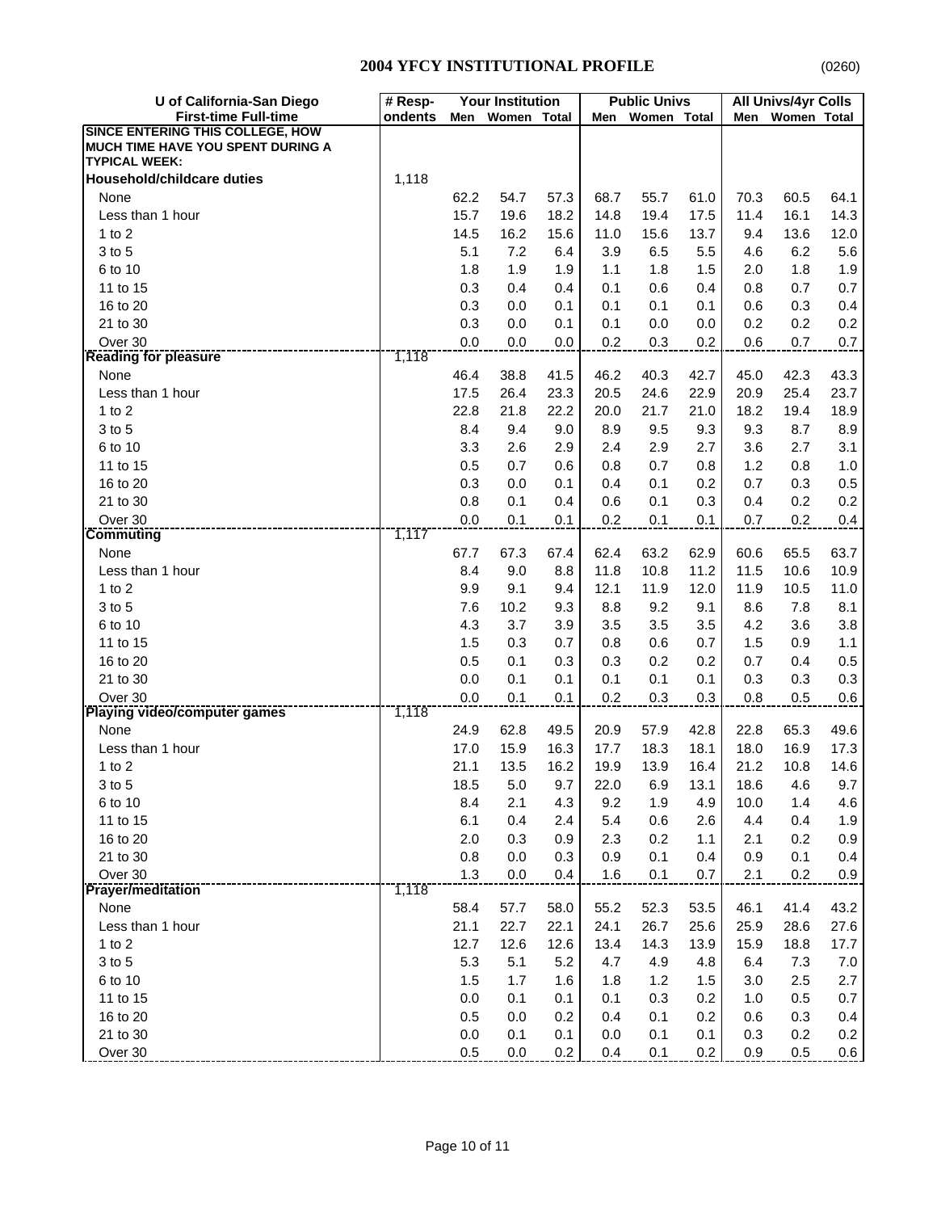# 2004 YFCY INSTITUTIONAL PROFILE

(0260)

| U of California-San Diego First-time Full-time | # Resp-ondents | Your Institution | | | Public Univs | | | All Univs/4yr Colls | | |
|---|---|---|---|---|---|---|---|---|---|---|
| | | Men | Women | Total | Men | Women | Total | Men | Women | Total |
| **SINCE ENTERING THIS COLLEGE, HOW MUCH TIME HAVE YOU SPENT DURING A TYPICAL WEEK:** | | | | | | | | | | |
| **Household/childcare duties** | 1,118 | | | | | | | | | |
| None | | 62.2 | 54.7 | 57.3 | 68.7 | 55.7 | 61.0 | 70.3 | 60.5 | 64.1 |
| Less than 1 hour | | 15.7 | 19.6 | 18.2 | 14.8 | 19.4 | 17.5 | 11.4 | 16.1 | 14.3 |
| 1 to 2 | | 14.5 | 16.2 | 15.6 | 11.0 | 15.6 | 13.7 | 9.4 | 13.6 | 12.0 |
| 3 to 5 | | 5.1 | 7.2 | 6.4 | 3.9 | 6.5 | 5.5 | 4.6 | 6.2 | 5.6 |
| 6 to 10 | | 1.8 | 1.9 | 1.9 | 1.1 | 1.8 | 1.5 | 2.0 | 1.8 | 1.9 |
| 11 to 15 | | 0.3 | 0.4 | 0.4 | 0.1 | 0.6 | 0.4 | 0.8 | 0.7 | 0.7 |
| 16 to 20 | | 0.3 | 0.0 | 0.1 | 0.1 | 0.1 | 0.1 | 0.6 | 0.3 | 0.4 |
| 21 to 30 | | 0.3 | 0.0 | 0.1 | 0.1 | 0.0 | 0.0 | 0.2 | 0.2 | 0.2 |
| Over 30 | | 0.0 | 0.0 | 0.0 | 0.2 | 0.3 | 0.2 | 0.6 | 0.7 | 0.7 |
| **Reading for pleasure** | 1,118 | | | | | | | | | |
| None | | 46.4 | 38.8 | 41.5 | 46.2 | 40.3 | 42.7 | 45.0 | 42.3 | 43.3 |
| Less than 1 hour | | 17.5 | 26.4 | 23.3 | 20.5 | 24.6 | 22.9 | 20.9 | 25.4 | 23.7 |
| 1 to 2 | | 22.8 | 21.8 | 22.2 | 20.0 | 21.7 | 21.0 | 18.2 | 19.4 | 18.9 |
| 3 to 5 | | 8.4 | 9.4 | 9.0 | 8.9 | 9.5 | 9.3 | 9.3 | 8.7 | 8.9 |
| 6 to 10 | | 3.3 | 2.6 | 2.9 | 2.4 | 2.9 | 2.7 | 3.6 | 2.7 | 3.1 |
| 11 to 15 | | 0.5 | 0.7 | 0.6 | 0.8 | 0.7 | 0.8 | 1.2 | 0.8 | 1.0 |
| 16 to 20 | | 0.3 | 0.0 | 0.1 | 0.4 | 0.1 | 0.2 | 0.7 | 0.3 | 0.5 |
| 21 to 30 | | 0.8 | 0.1 | 0.4 | 0.6 | 0.1 | 0.3 | 0.4 | 0.2 | 0.2 |
| Over 30 | | 0.0 | 0.1 | 0.1 | 0.2 | 0.1 | 0.1 | 0.7 | 0.2 | 0.4 |
| **Commuting** | 1,117 | | | | | | | | | |
| None | | 67.7 | 67.3 | 67.4 | 62.4 | 63.2 | 62.9 | 60.6 | 65.5 | 63.7 |
| Less than 1 hour | | 8.4 | 9.0 | 8.8 | 11.8 | 10.8 | 11.2 | 11.5 | 10.6 | 10.9 |
| 1 to 2 | | 9.9 | 9.1 | 9.4 | 12.1 | 11.9 | 12.0 | 11.9 | 10.5 | 11.0 |
| 3 to 5 | | 7.6 | 10.2 | 9.3 | 8.8 | 9.2 | 9.1 | 8.6 | 7.8 | 8.1 |
| 6 to 10 | | 4.3 | 3.7 | 3.9 | 3.5 | 3.5 | 3.5 | 4.2 | 3.6 | 3.8 |
| 11 to 15 | | 1.5 | 0.3 | 0.7 | 0.8 | 0.6 | 0.7 | 1.5 | 0.9 | 1.1 |
| 16 to 20 | | 0.5 | 0.1 | 0.3 | 0.3 | 0.2 | 0.2 | 0.7 | 0.4 | 0.5 |
| 21 to 30 | | 0.0 | 0.1 | 0.1 | 0.1 | 0.1 | 0.1 | 0.3 | 0.3 | 0.3 |
| Over 30 | | 0.0 | 0.1 | 0.1 | 0.2 | 0.3 | 0.3 | 0.8 | 0.5 | 0.6 |
| **Playing video/computer games** | 1,118 | | | | | | | | | |
| None | | 24.9 | 62.8 | 49.5 | 20.9 | 57.9 | 42.8 | 22.8 | 65.3 | 49.6 |
| Less than 1 hour | | 17.0 | 15.9 | 16.3 | 17.7 | 18.3 | 18.1 | 18.0 | 16.9 | 17.3 |
| 1 to 2 | | 21.1 | 13.5 | 16.2 | 19.9 | 13.9 | 16.4 | 21.2 | 10.8 | 14.6 |
| 3 to 5 | | 18.5 | 5.0 | 9.7 | 22.0 | 6.9 | 13.1 | 18.6 | 4.6 | 9.7 |
| 6 to 10 | | 8.4 | 2.1 | 4.3 | 9.2 | 1.9 | 4.9 | 10.0 | 1.4 | 4.6 |
| 11 to 15 | | 6.1 | 0.4 | 2.4 | 5.4 | 0.6 | 2.6 | 4.4 | 0.4 | 1.9 |
| 16 to 20 | | 2.0 | 0.3 | 0.9 | 2.3 | 0.2 | 1.1 | 2.1 | 0.2 | 0.9 |
| 21 to 30 | | 0.8 | 0.0 | 0.3 | 0.9 | 0.1 | 0.4 | 0.9 | 0.1 | 0.4 |
| Over 30 | | 1.3 | 0.0 | 0.4 | 1.6 | 0.1 | 0.7 | 2.1 | 0.2 | 0.9 |
| **Prayer/meditation** | 1,118 | | | | | | | | | |
| None | | 58.4 | 57.7 | 58.0 | 55.2 | 52.3 | 53.5 | 46.1 | 41.4 | 43.2 |
| Less than 1 hour | | 21.1 | 22.7 | 22.1 | 24.1 | 26.7 | 25.6 | 25.9 | 28.6 | 27.6 |
| 1 to 2 | | 12.7 | 12.6 | 12.6 | 13.4 | 14.3 | 13.9 | 15.9 | 18.8 | 17.7 |
| 3 to 5 | | 5.3 | 5.1 | 5.2 | 4.7 | 4.9 | 4.8 | 6.4 | 7.3 | 7.0 |
| 6 to 10 | | 1.5 | 1.7 | 1.6 | 1.8 | 1.2 | 1.5 | 3.0 | 2.5 | 2.7 |
| 11 to 15 | | 0.0 | 0.1 | 0.1 | 0.1 | 0.3 | 0.2 | 1.0 | 0.5 | 0.7 |
| 16 to 20 | | 0.5 | 0.0 | 0.2 | 0.4 | 0.1 | 0.2 | 0.6 | 0.3 | 0.4 |
| 21 to 30 | | 0.0 | 0.1 | 0.1 | 0.0 | 0.1 | 0.1 | 0.3 | 0.2 | 0.2 |
| Over 30 | | 0.5 | 0.0 | 0.2 | 0.4 | 0.1 | 0.2 | 0.9 | 0.5 | 0.6 |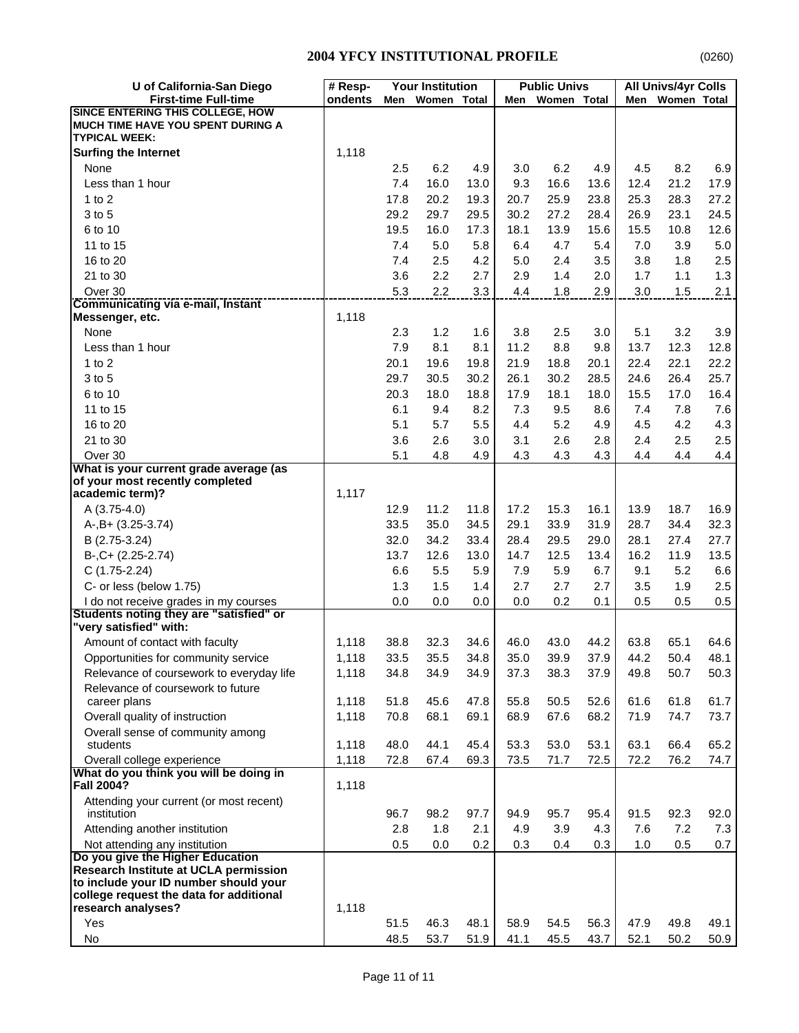## 2004 YFCY INSTITUTIONAL PROFILE

(0260)

| U of California-San Diego First-time Full-time | # Respondents | Your Institution | | | Public Univs | | | All Univs/4yr Colls | | |
|---|---|---|---|---|---|---|---|---|---|---|
| | | Men | Women | Total | Men | Women | Total | Men | Women | Total |
| **SINCE ENTERING THIS COLLEGE, HOW MUCH TIME HAVE YOU SPENT DURING A TYPICAL WEEK:** | | | | | | | | | | |
| **Surfing the Internet** | 1,118 | | | | | | | | | |
| None | | 2.5 | 6.2 | 4.9 | 3.0 | 6.2 | 4.9 | 4.5 | 8.2 | 6.9 |
| Less than 1 hour | | 7.4 | 16.0 | 13.0 | 9.3 | 16.6 | 13.6 | 12.4 | 21.2 | 17.9 |
| 1 to 2 | | 17.8 | 20.2 | 19.3 | 20.7 | 25.9 | 23.8 | 25.3 | 28.3 | 27.2 |
| 3 to 5 | | 29.2 | 29.7 | 29.5 | 30.2 | 27.2 | 28.4 | 26.9 | 23.1 | 24.5 |
| 6 to 10 | | 19.5 | 16.0 | 17.3 | 18.1 | 13.9 | 15.6 | 15.5 | 10.8 | 12.6 |
| 11 to 15 | | 7.4 | 5.0 | 5.8 | 6.4 | 4.7 | 5.4 | 7.0 | 3.9 | 5.0 |
| 16 to 20 | | 7.4 | 2.5 | 4.2 | 5.0 | 2.4 | 3.5 | 3.8 | 1.8 | 2.5 |
| 21 to 30 | | 3.6 | 2.2 | 2.7 | 2.9 | 1.4 | 2.0 | 1.7 | 1.1 | 1.3 |
| Over 30 | | 5.3 | 2.2 | 3.3 | 4.4 | 1.8 | 2.9 | 3.0 | 1.5 | 2.1 |
| **Communicating via e-mail, Instant Messenger, etc.** | 1,118 | | | | | | | | | |
| None | | 2.3 | 1.2 | 1.6 | 3.8 | 2.5 | 3.0 | 5.1 | 3.2 | 3.9 |
| Less than 1 hour | | 7.9 | 8.1 | 8.1 | 11.2 | 8.8 | 9.8 | 13.7 | 12.3 | 12.8 |
| 1 to 2 | | 20.1 | 19.6 | 19.8 | 21.9 | 18.8 | 20.1 | 22.4 | 22.1 | 22.2 |
| 3 to 5 | | 29.7 | 30.5 | 30.2 | 26.1 | 30.2 | 28.5 | 24.6 | 26.4 | 25.7 |
| 6 to 10 | | 20.3 | 18.0 | 18.8 | 17.9 | 18.1 | 18.0 | 15.5 | 17.0 | 16.4 |
| 11 to 15 | | 6.1 | 9.4 | 8.2 | 7.3 | 9.5 | 8.6 | 7.4 | 7.8 | 7.6 |
| 16 to 20 | | 5.1 | 5.7 | 5.5 | 4.4 | 5.2 | 4.9 | 4.5 | 4.2 | 4.3 |
| 21 to 30 | | 3.6 | 2.6 | 3.0 | 3.1 | 2.6 | 2.8 | 2.4 | 2.5 | 2.5 |
| Over 30 | | 5.1 | 4.8 | 4.9 | 4.3 | 4.3 | 4.3 | 4.4 | 4.4 | 4.4 |
| **What is your current grade average (as of your most recently completed academic term)?** | 1,117 | | | | | | | | | |
| A (3.75-4.0) | | 12.9 | 11.2 | 11.8 | 17.2 | 15.3 | 16.1 | 13.9 | 18.7 | 16.9 |
| A-,B+ (3.25-3.74) | | 33.5 | 35.0 | 34.5 | 29.1 | 33.9 | 31.9 | 28.7 | 34.4 | 32.3 |
| B (2.75-3.24) | | 32.0 | 34.2 | 33.4 | 28.4 | 29.5 | 29.0 | 28.1 | 27.4 | 27.7 |
| B-,C+ (2.25-2.74) | | 13.7 | 12.6 | 13.0 | 14.7 | 12.5 | 13.4 | 16.2 | 11.9 | 13.5 |
| C (1.75-2.24) | | 6.6 | 5.5 | 5.9 | 7.9 | 5.9 | 6.7 | 9.1 | 5.2 | 6.6 |
| C- or less (below 1.75) | | 1.3 | 1.5 | 1.4 | 2.7 | 2.7 | 2.7 | 3.5 | 1.9 | 2.5 |
| I do not receive grades in my courses | | 0.0 | 0.0 | 0.0 | 0.0 | 0.2 | 0.1 | 0.5 | 0.5 | 0.5 |
| **Students noting they are "satisfied" or "very satisfied" with:** | | | | | | | | | | |
| Amount of contact with faculty | 1,118 | 38.8 | 32.3 | 34.6 | 46.0 | 43.0 | 44.2 | 63.8 | 65.1 | 64.6 |
| Opportunities for community service | 1,118 | 33.5 | 35.5 | 34.8 | 35.0 | 39.9 | 37.9 | 44.2 | 50.4 | 48.1 |
| Relevance of coursework to everyday life | 1,118 | 34.8 | 34.9 | 34.9 | 37.3 | 38.3 | 37.9 | 49.8 | 50.7 | 50.3 |
| Relevance of coursework to future career plans | 1,118 | 51.8 | 45.6 | 47.8 | 55.8 | 50.5 | 52.6 | 61.6 | 61.8 | 61.7 |
| Overall quality of instruction | 1,118 | 70.8 | 68.1 | 69.1 | 68.9 | 67.6 | 68.2 | 71.9 | 74.7 | 73.7 |
| Overall sense of community among students | 1,118 | 48.0 | 44.1 | 45.4 | 53.3 | 53.0 | 53.1 | 63.1 | 66.4 | 65.2 |
| Overall college experience | 1,118 | 72.8 | 67.4 | 69.3 | 73.5 | 71.7 | 72.5 | 72.2 | 76.2 | 74.7 |
| **What do you think you will be doing in Fall 2004?** | 1,118 | | | | | | | | | |
| Attending your current (or most recent) institution | | 96.7 | 98.2 | 97.7 | 94.9 | 95.7 | 95.4 | 91.5 | 92.3 | 92.0 |
| Attending another institution | | 2.8 | 1.8 | 2.1 | 4.9 | 3.9 | 4.3 | 7.6 | 7.2 | 7.3 |
| Not attending any institution | | 0.5 | 0.0 | 0.2 | 0.3 | 0.4 | 0.3 | 1.0 | 0.5 | 0.7 |
| **Do you give the Higher Education Research Institute at UCLA permission to include your ID number should your college request the data for additional research analyses?** | 1,118 | | | | | | | | | |
| Yes | | 51.5 | 46.3 | 48.1 | 58.9 | 54.5 | 56.3 | 47.9 | 49.8 | 49.1 |
| No | | 48.5 | 53.7 | 51.9 | 41.1 | 45.5 | 43.7 | 52.1 | 50.2 | 50.9 |